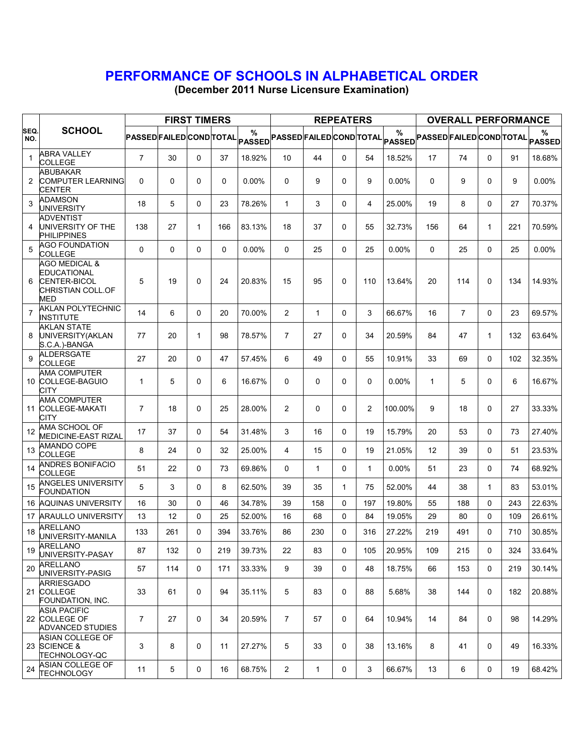# PERFORMANCE OF SCHOOLS IN ALPHABETICAL ORDER

**(December 2011 Nurse Licensure Examination)**

| SEQ. NO. | SCHOOL | FIRST TIMERS | | | | | REPEATERS | | | | | OVERALL PERFORMANCE | | | | |
|---|---|---|---|---|---|---|---|---|---|---|---|---|---|---|---|---|
| | | PASSED | FAILED | COND | TOTAL | % PASSED | PASSED | FAILED | COND | TOTAL | % PASSED | PASSED | FAILED | COND | TOTAL | % PASSED |
| 1 | ABRA VALLEY COLLEGE | 7 | 30 | 0 | 37 | 18.92% | 10 | 44 | 0 | 54 | 18.52% | 17 | 74 | 0 | 91 | 18.68% |
| 2 | ABUBAKAR COMPUTER LEARNING CENTER | 0 | 0 | 0 | 0 | 0.00% | 0 | 9 | 0 | 9 | 0.00% | 0 | 9 | 0 | 9 | 0.00% |
| 3 | ADAMSON UNIVERSITY | 18 | 5 | 0 | 23 | 78.26% | 1 | 3 | 0 | 4 | 25.00% | 19 | 8 | 0 | 27 | 70.37% |
| 4 | ADVENTIST UNIVERSITY OF THE PHILIPPINES | 138 | 27 | 1 | 166 | 83.13% | 18 | 37 | 0 | 55 | 32.73% | 156 | 64 | 1 | 221 | 70.59% |
| 5 | AGO FOUNDATION COLLEGE | 0 | 0 | 0 | 0 | 0.00% | 0 | 25 | 0 | 25 | 0.00% | 0 | 25 | 0 | 25 | 0.00% |
| 6 | AGO MEDICAL & EDUCATIONAL CENTER-BICOL CHRISTIAN COLL.OF MED | 5 | 19 | 0 | 24 | 20.83% | 15 | 95 | 0 | 110 | 13.64% | 20 | 114 | 0 | 134 | 14.93% |
| 7 | AKLAN POLYTECHNIC INSTITUTE | 14 | 6 | 0 | 20 | 70.00% | 2 | 1 | 0 | 3 | 66.67% | 16 | 7 | 0 | 23 | 69.57% |
| 8 | AKLAN STATE UNIVERSITY(AKLAN S.C.A.)-BANGA | 77 | 20 | 1 | 98 | 78.57% | 7 | 27 | 0 | 34 | 20.59% | 84 | 47 | 1 | 132 | 63.64% |
| 9 | ALDERSGATE COLLEGE | 27 | 20 | 0 | 47 | 57.45% | 6 | 49 | 0 | 55 | 10.91% | 33 | 69 | 0 | 102 | 32.35% |
| 10 | AMA COMPUTER COLLEGE-BAGUIO CITY | 1 | 5 | 0 | 6 | 16.67% | 0 | 0 | 0 | 0 | 0.00% | 1 | 5 | 0 | 6 | 16.67% |
| 11 | AMA COMPUTER COLLEGE-MAKATI CITY | 7 | 18 | 0 | 25 | 28.00% | 2 | 0 | 0 | 2 | 100.00% | 9 | 18 | 0 | 27 | 33.33% |
| 12 | AMA SCHOOL OF MEDICINE-EAST RIZAL | 17 | 37 | 0 | 54 | 31.48% | 3 | 16 | 0 | 19 | 15.79% | 20 | 53 | 0 | 73 | 27.40% |
| 13 | AMANDO COPE COLLEGE | 8 | 24 | 0 | 32 | 25.00% | 4 | 15 | 0 | 19 | 21.05% | 12 | 39 | 0 | 51 | 23.53% |
| 14 | ANDRES BONIFACIO COLLEGE | 51 | 22 | 0 | 73 | 69.86% | 0 | 1 | 0 | 1 | 0.00% | 51 | 23 | 0 | 74 | 68.92% |
| 15 | ANGELES UNIVERSITY FOUNDATION | 5 | 3 | 0 | 8 | 62.50% | 39 | 35 | 1 | 75 | 52.00% | 44 | 38 | 1 | 83 | 53.01% |
| 16 | AQUINAS UNIVERSITY | 16 | 30 | 0 | 46 | 34.78% | 39 | 158 | 0 | 197 | 19.80% | 55 | 188 | 0 | 243 | 22.63% |
| 17 | ARAULLO UNIVERSITY | 13 | 12 | 0 | 25 | 52.00% | 16 | 68 | 0 | 84 | 19.05% | 29 | 80 | 0 | 109 | 26.61% |
| 18 | ARELLANO UNIVERSITY-MANILA | 133 | 261 | 0 | 394 | 33.76% | 86 | 230 | 0 | 316 | 27.22% | 219 | 491 | 0 | 710 | 30.85% |
| 19 | ARELLANO UNIVERSITY-PASAY | 87 | 132 | 0 | 219 | 39.73% | 22 | 83 | 0 | 105 | 20.95% | 109 | 215 | 0 | 324 | 33.64% |
| 20 | ARELLANO UNIVERSITY-PASIG | 57 | 114 | 0 | 171 | 33.33% | 9 | 39 | 0 | 48 | 18.75% | 66 | 153 | 0 | 219 | 30.14% |
| 21 | ARRIESGADO COLLEGE FOUNDATION, INC. | 33 | 61 | 0 | 94 | 35.11% | 5 | 83 | 0 | 88 | 5.68% | 38 | 144 | 0 | 182 | 20.88% |
| 22 | ASIA PACIFIC COLLEGE OF ADVANCED STUDIES | 7 | 27 | 0 | 34 | 20.59% | 7 | 57 | 0 | 64 | 10.94% | 14 | 84 | 0 | 98 | 14.29% |
| 23 | ASIAN COLLEGE OF SCIENCE & TECHNOLOGY-QC | 3 | 8 | 0 | 11 | 27.27% | 5 | 33 | 0 | 38 | 13.16% | 8 | 41 | 0 | 49 | 16.33% |
| 24 | ASIAN COLLEGE OF TECHNOLOGY | 11 | 5 | 0 | 16 | 68.75% | 2 | 1 | 0 | 3 | 66.67% | 13 | 6 | 0 | 19 | 68.42% |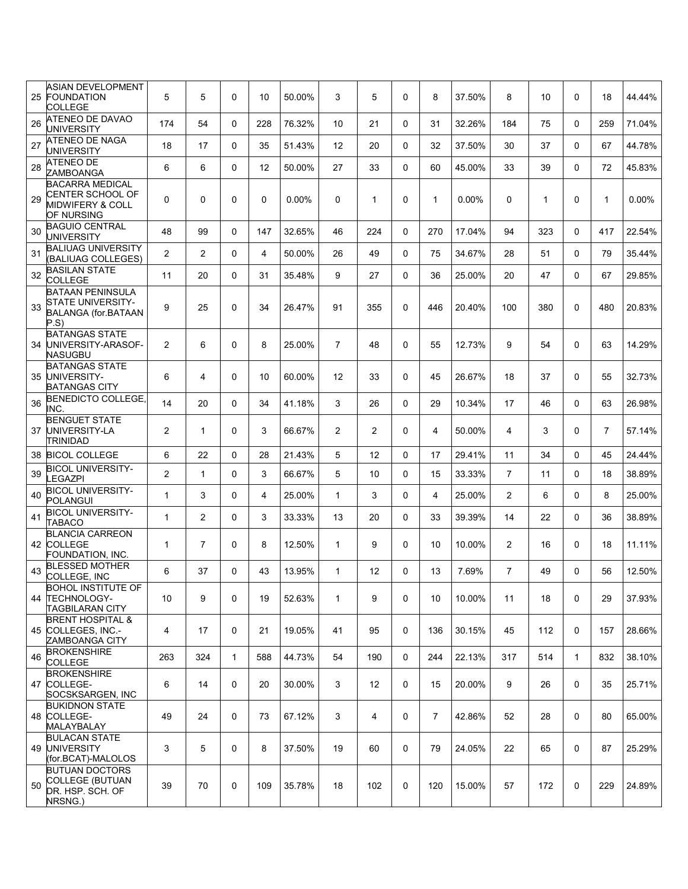| | | | | | | | | | | | | | | | | |
|---|---|---|---|---|---|---|---|---|---|---|---|---|---|---|---|---|
| 25 | ASIAN DEVELOPMENT FOUNDATION COLLEGE | 5 | 5 | 0 | 10 | 50.00% | 3 | 5 | 0 | 8 | 37.50% | 8 | 10 | 0 | 18 | 44.44% |
| 26 | ATENEO DE DAVAO UNIVERSITY | 174 | 54 | 0 | 228 | 76.32% | 10 | 21 | 0 | 31 | 32.26% | 184 | 75 | 0 | 259 | 71.04% |
| 27 | ATENEO DE NAGA UNIVERSITY | 18 | 17 | 0 | 35 | 51.43% | 12 | 20 | 0 | 32 | 37.50% | 30 | 37 | 0 | 67 | 44.78% |
| 28 | ATENEO DE ZAMBOANGA | 6 | 6 | 0 | 12 | 50.00% | 27 | 33 | 0 | 60 | 45.00% | 33 | 39 | 0 | 72 | 45.83% |
| 29 | BACARRA MEDICAL CENTER SCHOOL OF MIDWIFERY & COLL OF NURSING | 0 | 0 | 0 | 0 | 0.00% | 0 | 1 | 0 | 1 | 0.00% | 0 | 1 | 0 | 1 | 0.00% |
| 30 | BAGUIO CENTRAL UNIVERSITY | 48 | 99 | 0 | 147 | 32.65% | 46 | 224 | 0 | 270 | 17.04% | 94 | 323 | 0 | 417 | 22.54% |
| 31 | BALIUAG UNIVERSITY (BALIUAG COLLEGES) | 2 | 2 | 0 | 4 | 50.00% | 26 | 49 | 0 | 75 | 34.67% | 28 | 51 | 0 | 79 | 35.44% |
| 32 | BASILAN STATE COLLEGE | 11 | 20 | 0 | 31 | 35.48% | 9 | 27 | 0 | 36 | 25.00% | 20 | 47 | 0 | 67 | 29.85% |
| 33 | BATAAN PENINSULA STATE UNIVERSITY-BALANGA (for.BATAAN P.S) | 9 | 25 | 0 | 34 | 26.47% | 91 | 355 | 0 | 446 | 20.40% | 100 | 380 | 0 | 480 | 20.83% |
| 34 | BATANGAS STATE UNIVERSITY-ARASOF-NASUGBU | 2 | 6 | 0 | 8 | 25.00% | 7 | 48 | 0 | 55 | 12.73% | 9 | 54 | 0 | 63 | 14.29% |
| 35 | BATANGAS STATE UNIVERSITY-BATANGAS CITY | 6 | 4 | 0 | 10 | 60.00% | 12 | 33 | 0 | 45 | 26.67% | 18 | 37 | 0 | 55 | 32.73% |
| 36 | BENEDICTO COLLEGE, INC. | 14 | 20 | 0 | 34 | 41.18% | 3 | 26 | 0 | 29 | 10.34% | 17 | 46 | 0 | 63 | 26.98% |
| 37 | BENGUET STATE UNIVERSITY-LA TRINIDAD | 2 | 1 | 0 | 3 | 66.67% | 2 | 2 | 0 | 4 | 50.00% | 4 | 3 | 0 | 7 | 57.14% |
| 38 | BICOL COLLEGE | 6 | 22 | 0 | 28 | 21.43% | 5 | 12 | 0 | 17 | 29.41% | 11 | 34 | 0 | 45 | 24.44% |
| 39 | BICOL UNIVERSITY-LEGAZPI | 2 | 1 | 0 | 3 | 66.67% | 5 | 10 | 0 | 15 | 33.33% | 7 | 11 | 0 | 18 | 38.89% |
| 40 | BICOL UNIVERSITY-POLANGUI | 1 | 3 | 0 | 4 | 25.00% | 1 | 3 | 0 | 4 | 25.00% | 2 | 6 | 0 | 8 | 25.00% |
| 41 | BICOL UNIVERSITY-TABACO | 1 | 2 | 0 | 3 | 33.33% | 13 | 20 | 0 | 33 | 39.39% | 14 | 22 | 0 | 36 | 38.89% |
| 42 | BLANCIA CARREON COLLEGE FOUNDATION, INC. | 1 | 7 | 0 | 8 | 12.50% | 1 | 9 | 0 | 10 | 10.00% | 2 | 16 | 0 | 18 | 11.11% |
| 43 | BLESSED MOTHER COLLEGE, INC | 6 | 37 | 0 | 43 | 13.95% | 1 | 12 | 0 | 13 | 7.69% | 7 | 49 | 0 | 56 | 12.50% |
| 44 | BOHOL INSTITUTE OF TECHNOLOGY-TAGBILARAN CITY | 10 | 9 | 0 | 19 | 52.63% | 1 | 9 | 0 | 10 | 10.00% | 11 | 18 | 0 | 29 | 37.93% |
| 45 | BRENT HOSPITAL & COLLEGES, INC.-ZAMBOANGA CITY | 4 | 17 | 0 | 21 | 19.05% | 41 | 95 | 0 | 136 | 30.15% | 45 | 112 | 0 | 157 | 28.66% |
| 46 | BROKENSHIRE COLLEGE | 263 | 324 | 1 | 588 | 44.73% | 54 | 190 | 0 | 244 | 22.13% | 317 | 514 | 1 | 832 | 38.10% |
| 47 | BROKENSHIRE COLLEGE-SOCSKSARGEN, INC | 6 | 14 | 0 | 20 | 30.00% | 3 | 12 | 0 | 15 | 20.00% | 9 | 26 | 0 | 35 | 25.71% |
| 48 | BUKIDNON STATE COLLEGE-MALAYBALAY | 49 | 24 | 0 | 73 | 67.12% | 3 | 4 | 0 | 7 | 42.86% | 52 | 28 | 0 | 80 | 65.00% |
| 49 | BULACAN STATE UNIVERSITY (for.BCAT)-MALOLOS | 3 | 5 | 0 | 8 | 37.50% | 19 | 60 | 0 | 79 | 24.05% | 22 | 65 | 0 | 87 | 25.29% |
| 50 | BUTUAN DOCTORS COLLEGE (BUTUAN DR. HSP. SCH. OF NRSNG.) | 39 | 70 | 0 | 109 | 35.78% | 18 | 102 | 0 | 120 | 15.00% | 57 | 172 | 0 | 229 | 24.89% |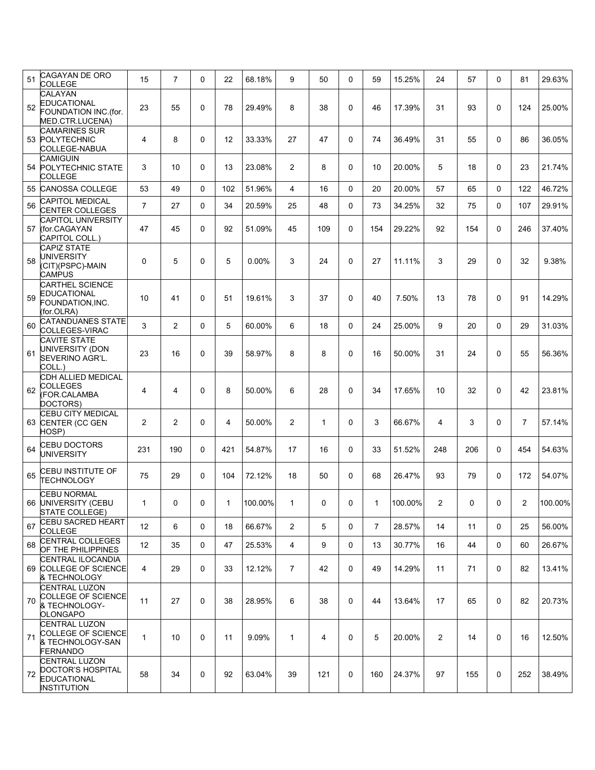| 51 | CAGAYAN DE ORO COLLEGE | 15 | 7 | 0 | 22 | 68.18% | 9 | 50 | 0 | 59 | 15.25% | 24 | 57 | 0 | 81 | 29.63% |
|---|---|---|---|---|---|---|---|---|---|---|---|---|---|---|---|---|
| 52 | CALAYAN EDUCATIONAL FOUNDATION INC.(for. MED.CTR.LUCENA) | 23 | 55 | 0 | 78 | 29.49% | 8 | 38 | 0 | 46 | 17.39% | 31 | 93 | 0 | 124 | 25.00% |
| 53 | CAMARINES SUR POLYTECHNIC COLLEGE-NABUA | 4 | 8 | 0 | 12 | 33.33% | 27 | 47 | 0 | 74 | 36.49% | 31 | 55 | 0 | 86 | 36.05% |
| 54 | CAMIGUIN POLYTECHNIC STATE COLLEGE | 3 | 10 | 0 | 13 | 23.08% | 2 | 8 | 0 | 10 | 20.00% | 5 | 18 | 0 | 23 | 21.74% |
| 55 | CANOSSA COLLEGE | 53 | 49 | 0 | 102 | 51.96% | 4 | 16 | 0 | 20 | 20.00% | 57 | 65 | 0 | 122 | 46.72% |
| 56 | CAPITOL MEDICAL CENTER COLLEGES | 7 | 27 | 0 | 34 | 20.59% | 25 | 48 | 0 | 73 | 34.25% | 32 | 75 | 0 | 107 | 29.91% |
| 57 | CAPITOL UNIVERSITY (for.CAGAYAN CAPITOL COLL.) | 47 | 45 | 0 | 92 | 51.09% | 45 | 109 | 0 | 154 | 29.22% | 92 | 154 | 0 | 246 | 37.40% |
| 58 | CAPIZ STATE UNIVERSITY (CIT)(PSPC)-MAIN CAMPUS | 0 | 5 | 0 | 5 | 0.00% | 3 | 24 | 0 | 27 | 11.11% | 3 | 29 | 0 | 32 | 9.38% |
| 59 | CARTHEL SCIENCE EDUCATIONAL FOUNDATION,INC. (for.OLRA) | 10 | 41 | 0 | 51 | 19.61% | 3 | 37 | 0 | 40 | 7.50% | 13 | 78 | 0 | 91 | 14.29% |
| 60 | CATANDUANES STATE COLLEGES-VIRAC | 3 | 2 | 0 | 5 | 60.00% | 6 | 18 | 0 | 24 | 25.00% | 9 | 20 | 0 | 29 | 31.03% |
| 61 | CAVITE STATE UNIVERSITY (DON SEVERINO AGR'L. COLL.) | 23 | 16 | 0 | 39 | 58.97% | 8 | 8 | 0 | 16 | 50.00% | 31 | 24 | 0 | 55 | 56.36% |
| 62 | CDH ALLIED MEDICAL COLLEGES (FOR.CALAMBA DOCTORS) | 4 | 4 | 0 | 8 | 50.00% | 6 | 28 | 0 | 34 | 17.65% | 10 | 32 | 0 | 42 | 23.81% |
| 63 | CEBU CITY MEDICAL CENTER (CC GEN HOSP) | 2 | 2 | 0 | 4 | 50.00% | 2 | 1 | 0 | 3 | 66.67% | 4 | 3 | 0 | 7 | 57.14% |
| 64 | CEBU DOCTORS UNIVERSITY | 231 | 190 | 0 | 421 | 54.87% | 17 | 16 | 0 | 33 | 51.52% | 248 | 206 | 0 | 454 | 54.63% |
| 65 | CEBU INSTITUTE OF TECHNOLOGY | 75 | 29 | 0 | 104 | 72.12% | 18 | 50 | 0 | 68 | 26.47% | 93 | 79 | 0 | 172 | 54.07% |
| 66 | CEBU NORMAL UNIVERSITY (CEBU STATE COLLEGE) | 1 | 0 | 0 | 1 | 100.00% | 1 | 0 | 0 | 1 | 100.00% | 2 | 0 | 0 | 2 | 100.00% |
| 67 | CEBU SACRED HEART COLLEGE | 12 | 6 | 0 | 18 | 66.67% | 2 | 5 | 0 | 7 | 28.57% | 14 | 11 | 0 | 25 | 56.00% |
| 68 | CENTRAL COLLEGES OF THE PHILIPPINES | 12 | 35 | 0 | 47 | 25.53% | 4 | 9 | 0 | 13 | 30.77% | 16 | 44 | 0 | 60 | 26.67% |
| 69 | CENTRAL ILOCANDIA COLLEGE OF SCIENCE & TECHNOLOGY | 4 | 29 | 0 | 33 | 12.12% | 7 | 42 | 0 | 49 | 14.29% | 11 | 71 | 0 | 82 | 13.41% |
| 70 | CENTRAL LUZON COLLEGE OF SCIENCE & TECHNOLOGY-OLONGAPO | 11 | 27 | 0 | 38 | 28.95% | 6 | 38 | 0 | 44 | 13.64% | 17 | 65 | 0 | 82 | 20.73% |
| 71 | CENTRAL LUZON COLLEGE OF SCIENCE & TECHNOLOGY-SAN FERNANDO | 1 | 10 | 0 | 11 | 9.09% | 1 | 4 | 0 | 5 | 20.00% | 2 | 14 | 0 | 16 | 12.50% |
| 72 | CENTRAL LUZON DOCTOR'S HOSPITAL EDUCATIONAL INSTITUTION | 58 | 34 | 0 | 92 | 63.04% | 39 | 121 | 0 | 160 | 24.37% | 97 | 155 | 0 | 252 | 38.49% |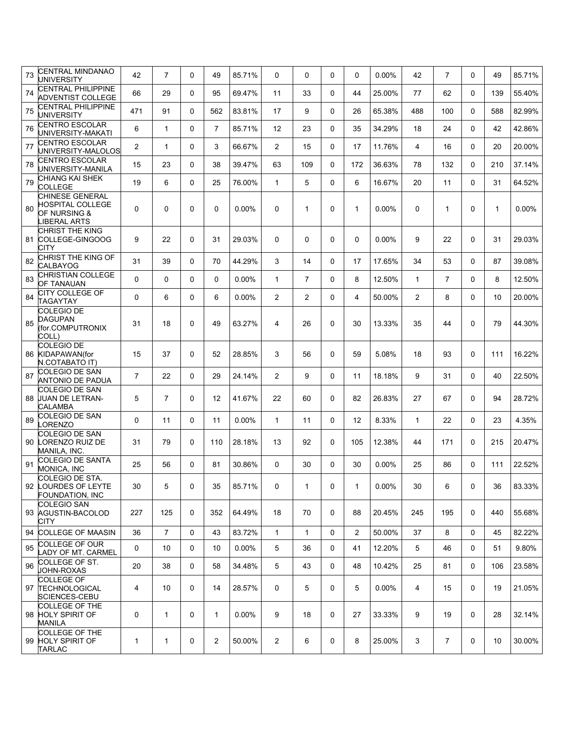| 73 | CENTRAL MINDANAO UNIVERSITY | 42 | 7 | 0 | 49 | 85.71% | 0 | 0 | 0 | 0 | 0.00% | 42 | 7 | 0 | 49 | 85.71% |
|---|---|---|---|---|---|---|---|---|---|---|---|---|---|---|---|---|
| 74 | CENTRAL PHILIPPINE ADVENTIST COLLEGE | 66 | 29 | 0 | 95 | 69.47% | 11 | 33 | 0 | 44 | 25.00% | 77 | 62 | 0 | 139 | 55.40% |
| 75 | CENTRAL PHILIPPINE UNIVERSITY | 471 | 91 | 0 | 562 | 83.81% | 17 | 9 | 0 | 26 | 65.38% | 488 | 100 | 0 | 588 | 82.99% |
| 76 | CENTRO ESCOLAR UNIVERSITY-MAKATI | 6 | 1 | 0 | 7 | 85.71% | 12 | 23 | 0 | 35 | 34.29% | 18 | 24 | 0 | 42 | 42.86% |
| 77 | CENTRO ESCOLAR UNIVERSITY-MALOLOS | 2 | 1 | 0 | 3 | 66.67% | 2 | 15 | 0 | 17 | 11.76% | 4 | 16 | 0 | 20 | 20.00% |
| 78 | CENTRO ESCOLAR UNIVERSITY-MANILA | 15 | 23 | 0 | 38 | 39.47% | 63 | 109 | 0 | 172 | 36.63% | 78 | 132 | 0 | 210 | 37.14% |
| 79 | CHIANG KAI SHEK COLLEGE | 19 | 6 | 0 | 25 | 76.00% | 1 | 5 | 0 | 6 | 16.67% | 20 | 11 | 0 | 31 | 64.52% |
| 80 | CHINESE GENERAL HOSPITAL COLLEGE OF NURSING & LIBERAL ARTS | 0 | 0 | 0 | 0 | 0.00% | 0 | 1 | 0 | 1 | 0.00% | 0 | 1 | 0 | 1 | 0.00% |
| 81 | CHRIST THE KING COLLEGE-GINGOOG CITY | 9 | 22 | 0 | 31 | 29.03% | 0 | 0 | 0 | 0 | 0.00% | 9 | 22 | 0 | 31 | 29.03% |
| 82 | CHRIST THE KING OF CALBAYOG | 31 | 39 | 0 | 70 | 44.29% | 3 | 14 | 0 | 17 | 17.65% | 34 | 53 | 0 | 87 | 39.08% |
| 83 | CHRISTIAN COLLEGE OF TANAUAN | 0 | 0 | 0 | 0 | 0.00% | 1 | 7 | 0 | 8 | 12.50% | 1 | 7 | 0 | 8 | 12.50% |
| 84 | CITY COLLEGE OF TAGAYTAY | 0 | 6 | 0 | 6 | 0.00% | 2 | 2 | 0 | 4 | 50.00% | 2 | 8 | 0 | 10 | 20.00% |
| 85 | COLEGIO DE DAGUPAN (for.COMPUTRONIX COLL) | 31 | 18 | 0 | 49 | 63.27% | 4 | 26 | 0 | 30 | 13.33% | 35 | 44 | 0 | 79 | 44.30% |
| 86 | COLEGIO DE KIDAPAWAN(for N.COTABATO IT) | 15 | 37 | 0 | 52 | 28.85% | 3 | 56 | 0 | 59 | 5.08% | 18 | 93 | 0 | 111 | 16.22% |
| 87 | COLEGIO DE SAN ANTONIO DE PADUA | 7 | 22 | 0 | 29 | 24.14% | 2 | 9 | 0 | 11 | 18.18% | 9 | 31 | 0 | 40 | 22.50% |
| 88 | COLEGIO DE SAN JUAN DE LETRAN-CALAMBA | 5 | 7 | 0 | 12 | 41.67% | 22 | 60 | 0 | 82 | 26.83% | 27 | 67 | 0 | 94 | 28.72% |
| 89 | COLEGIO DE SAN LORENZO | 0 | 11 | 0 | 11 | 0.00% | 1 | 11 | 0 | 12 | 8.33% | 1 | 22 | 0 | 23 | 4.35% |
| 90 | COLEGIO DE SAN LORENZO RUIZ DE MANILA, INC. | 31 | 79 | 0 | 110 | 28.18% | 13 | 92 | 0 | 105 | 12.38% | 44 | 171 | 0 | 215 | 20.47% |
| 91 | COLEGIO DE SANTA MONICA, INC | 25 | 56 | 0 | 81 | 30.86% | 0 | 30 | 0 | 30 | 0.00% | 25 | 86 | 0 | 111 | 22.52% |
| 92 | COLEGIO DE STA. LOURDES OF LEYTE FOUNDATION, INC | 30 | 5 | 0 | 35 | 85.71% | 0 | 1 | 0 | 1 | 0.00% | 30 | 6 | 0 | 36 | 83.33% |
| 93 | COLEGIO SAN AGUSTIN-BACOLOD CITY | 227 | 125 | 0 | 352 | 64.49% | 18 | 70 | 0 | 88 | 20.45% | 245 | 195 | 0 | 440 | 55.68% |
| 94 | COLLEGE OF MAASIN | 36 | 7 | 0 | 43 | 83.72% | 1 | 1 | 0 | 2 | 50.00% | 37 | 8 | 0 | 45 | 82.22% |
| 95 | COLLEGE OF OUR LADY OF MT. CARMEL | 0 | 10 | 0 | 10 | 0.00% | 5 | 36 | 0 | 41 | 12.20% | 5 | 46 | 0 | 51 | 9.80% |
| 96 | COLLEGE OF ST. JOHN-ROXAS | 20 | 38 | 0 | 58 | 34.48% | 5 | 43 | 0 | 48 | 10.42% | 25 | 81 | 0 | 106 | 23.58% |
| 97 | COLLEGE OF TECHNOLOGICAL SCIENCES-CEBU | 4 | 10 | 0 | 14 | 28.57% | 0 | 5 | 0 | 5 | 0.00% | 4 | 15 | 0 | 19 | 21.05% |
| 98 | COLLEGE OF THE HOLY SPIRIT OF MANILA | 0 | 1 | 0 | 1 | 0.00% | 9 | 18 | 0 | 27 | 33.33% | 9 | 19 | 0 | 28 | 32.14% |
| 99 | COLLEGE OF THE HOLY SPIRIT OF TARLAC | 1 | 1 | 0 | 2 | 50.00% | 2 | 6 | 0 | 8 | 25.00% | 3 | 7 | 0 | 10 | 30.00% |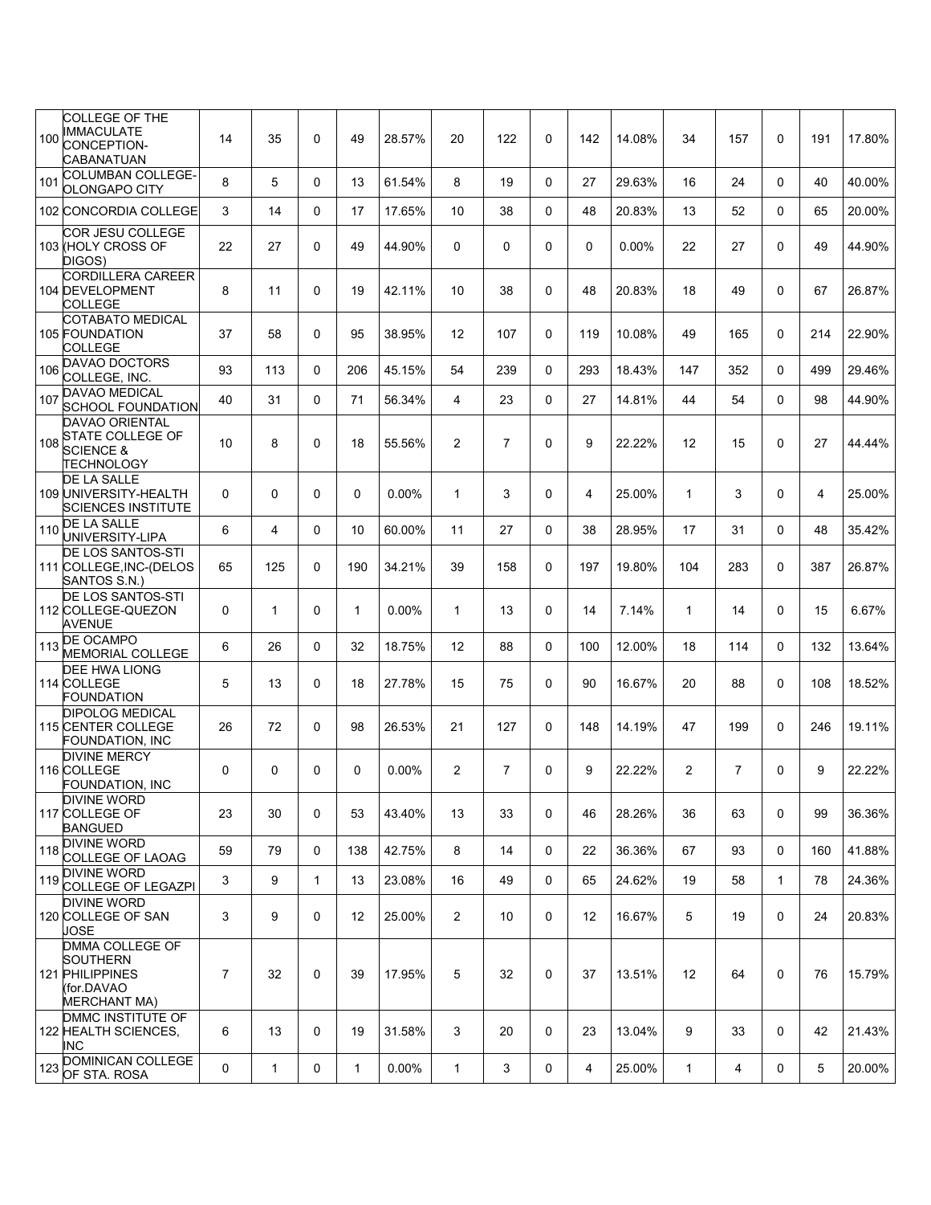| | | | | | | | | | | | | | | | | |
|---|---|---|---|---|---|---|---|---|---|---|---|---|---|---|---|---|
| 100 | COLLEGE OF THE IMMACULATE CONCEPTION-CABANATUAN | 14 | 35 | 0 | 49 | 28.57% | 20 | 122 | 0 | 142 | 14.08% | 34 | 157 | 0 | 191 | 17.80% |
| 101 | COLUMBAN COLLEGE-OLONGAPO CITY | 8 | 5 | 0 | 13 | 61.54% | 8 | 19 | 0 | 27 | 29.63% | 16 | 24 | 0 | 40 | 40.00% |
| 102 | CONCORDIA COLLEGE | 3 | 14 | 0 | 17 | 17.65% | 10 | 38 | 0 | 48 | 20.83% | 13 | 52 | 0 | 65 | 20.00% |
| 103 | COR JESU COLLEGE (HOLY CROSS OF DIGOS) | 22 | 27 | 0 | 49 | 44.90% | 0 | 0 | 0 | 0 | 0.00% | 22 | 27 | 0 | 49 | 44.90% |
| 104 | CORDILLERA CAREER DEVELOPMENT COLLEGE | 8 | 11 | 0 | 19 | 42.11% | 10 | 38 | 0 | 48 | 20.83% | 18 | 49 | 0 | 67 | 26.87% |
| 105 | COTABATO MEDICAL FOUNDATION COLLEGE | 37 | 58 | 0 | 95 | 38.95% | 12 | 107 | 0 | 119 | 10.08% | 49 | 165 | 0 | 214 | 22.90% |
| 106 | DAVAO DOCTORS COLLEGE, INC. | 93 | 113 | 0 | 206 | 45.15% | 54 | 239 | 0 | 293 | 18.43% | 147 | 352 | 0 | 499 | 29.46% |
| 107 | DAVAO MEDICAL SCHOOL FOUNDATION | 40 | 31 | 0 | 71 | 56.34% | 4 | 23 | 0 | 27 | 14.81% | 44 | 54 | 0 | 98 | 44.90% |
| 108 | DAVAO ORIENTAL STATE COLLEGE OF SCIENCE & TECHNOLOGY | 10 | 8 | 0 | 18 | 55.56% | 2 | 7 | 0 | 9 | 22.22% | 12 | 15 | 0 | 27 | 44.44% |
| 109 | DE LA SALLE UNIVERSITY-HEALTH SCIENCES INSTITUTE | 0 | 0 | 0 | 0 | 0.00% | 1 | 3 | 0 | 4 | 25.00% | 1 | 3 | 0 | 4 | 25.00% |
| 110 | DE LA SALLE UNIVERSITY-LIPA | 6 | 4 | 0 | 10 | 60.00% | 11 | 27 | 0 | 38 | 28.95% | 17 | 31 | 0 | 48 | 35.42% |
| 111 | DE LOS SANTOS-STI COLLEGE,INC-(DELOS SANTOS S.N.) | 65 | 125 | 0 | 190 | 34.21% | 39 | 158 | 0 | 197 | 19.80% | 104 | 283 | 0 | 387 | 26.87% |
| 112 | DE LOS SANTOS-STI COLLEGE-QUEZON AVENUE | 0 | 1 | 0 | 1 | 0.00% | 1 | 13 | 0 | 14 | 7.14% | 1 | 14 | 0 | 15 | 6.67% |
| 113 | DE OCAMPO MEMORIAL COLLEGE | 6 | 26 | 0 | 32 | 18.75% | 12 | 88 | 0 | 100 | 12.00% | 18 | 114 | 0 | 132 | 13.64% |
| 114 | DEE HWA LIONG COLLEGE FOUNDATION | 5 | 13 | 0 | 18 | 27.78% | 15 | 75 | 0 | 90 | 16.67% | 20 | 88 | 0 | 108 | 18.52% |
| 115 | DIPOLOG MEDICAL CENTER COLLEGE FOUNDATION, INC | 26 | 72 | 0 | 98 | 26.53% | 21 | 127 | 0 | 148 | 14.19% | 47 | 199 | 0 | 246 | 19.11% |
| 116 | DIVINE MERCY COLLEGE FOUNDATION, INC | 0 | 0 | 0 | 0 | 0.00% | 2 | 7 | 0 | 9 | 22.22% | 2 | 7 | 0 | 9 | 22.22% |
| 117 | DIVINE WORD COLLEGE OF BANGUED | 23 | 30 | 0 | 53 | 43.40% | 13 | 33 | 0 | 46 | 28.26% | 36 | 63 | 0 | 99 | 36.36% |
| 118 | DIVINE WORD COLLEGE OF LAOAG | 59 | 79 | 0 | 138 | 42.75% | 8 | 14 | 0 | 22 | 36.36% | 67 | 93 | 0 | 160 | 41.88% |
| 119 | DIVINE WORD COLLEGE OF LEGAZPI | 3 | 9 | 1 | 13 | 23.08% | 16 | 49 | 0 | 65 | 24.62% | 19 | 58 | 1 | 78 | 24.36% |
| 120 | DIVINE WORD COLLEGE OF SAN JOSE | 3 | 9 | 0 | 12 | 25.00% | 2 | 10 | 0 | 12 | 16.67% | 5 | 19 | 0 | 24 | 20.83% |
| 121 | DMMA COLLEGE OF SOUTHERN PHILIPPINES (for.DAVAO MERCHANT MA) | 7 | 32 | 0 | 39 | 17.95% | 5 | 32 | 0 | 37 | 13.51% | 12 | 64 | 0 | 76 | 15.79% |
| 122 | DMMC INSTITUTE OF HEALTH SCIENCES, INC | 6 | 13 | 0 | 19 | 31.58% | 3 | 20 | 0 | 23 | 13.04% | 9 | 33 | 0 | 42 | 21.43% |
| 123 | DOMINICAN COLLEGE OF STA. ROSA | 0 | 1 | 0 | 1 | 0.00% | 1 | 3 | 0 | 4 | 25.00% | 1 | 4 | 0 | 5 | 20.00% |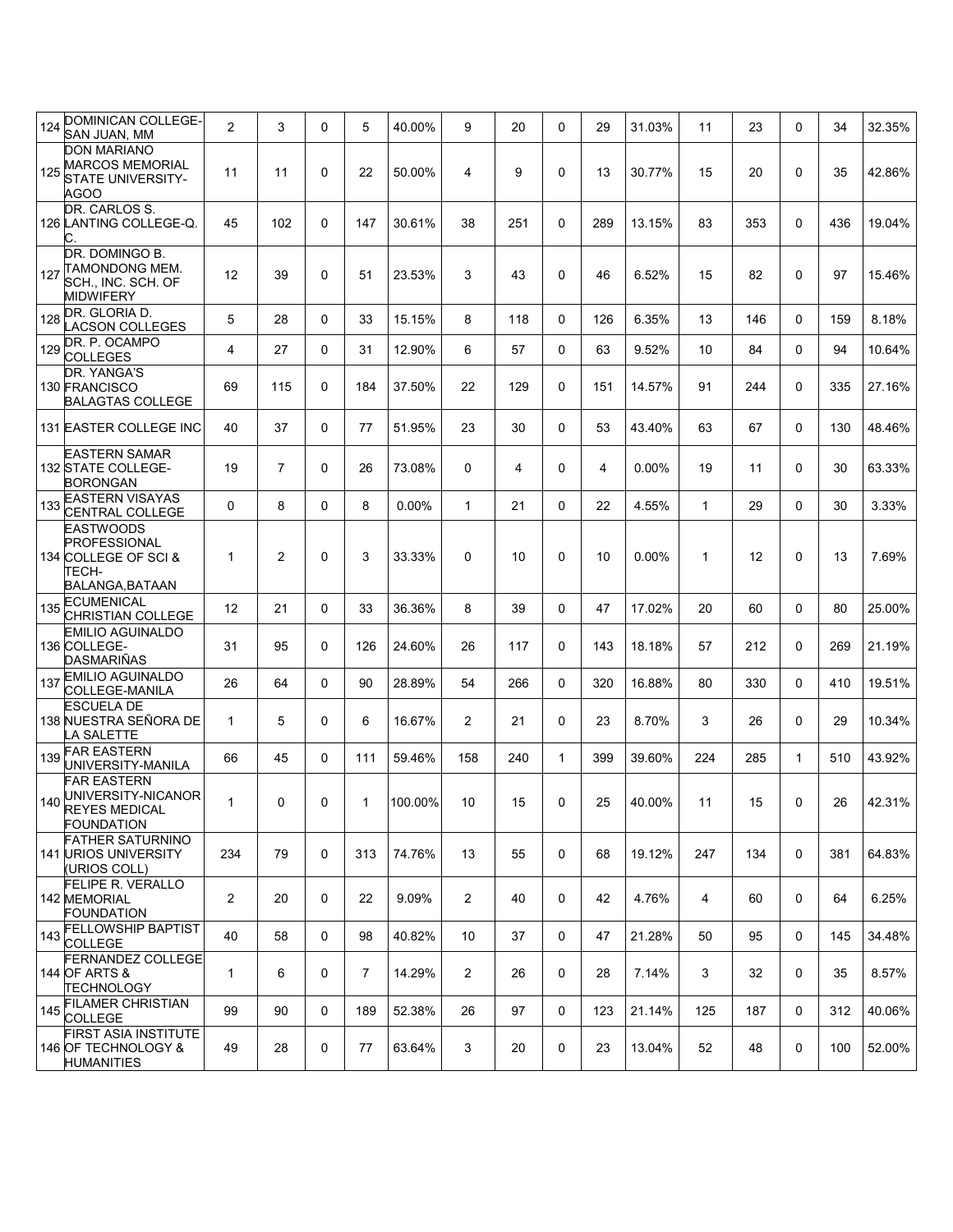| 124 | DOMINICAN COLLEGE-SAN JUAN, MM | 2 | 3 | 0 | 5 | 40.00% | 9 | 20 | 0 | 29 | 31.03% | 11 | 23 | 0 | 34 | 32.35% |
|---|---|---|---|---|---|---|---|---|---|---|---|---|---|---|---|---|
| 125 | DON MARIANO MARCOS MEMORIAL STATE UNIVERSITY-AGOO | 11 | 11 | 0 | 22 | 50.00% | 4 | 9 | 0 | 13 | 30.77% | 15 | 20 | 0 | 35 | 42.86% |
| 126 | DR. CARLOS S. LANTING COLLEGE-Q. C. | 45 | 102 | 0 | 147 | 30.61% | 38 | 251 | 0 | 289 | 13.15% | 83 | 353 | 0 | 436 | 19.04% |
| 127 | DR. DOMINGO B. TAMONDONG MEM. SCH., INC. SCH. OF MIDWIFERY | 12 | 39 | 0 | 51 | 23.53% | 3 | 43 | 0 | 46 | 6.52% | 15 | 82 | 0 | 97 | 15.46% |
| 128 | DR. GLORIA D. LACSON COLLEGES | 5 | 28 | 0 | 33 | 15.15% | 8 | 118 | 0 | 126 | 6.35% | 13 | 146 | 0 | 159 | 8.18% |
| 129 | DR. P. OCAMPO COLLEGES | 4 | 27 | 0 | 31 | 12.90% | 6 | 57 | 0 | 63 | 9.52% | 10 | 84 | 0 | 94 | 10.64% |
| 130 | DR. YANGA'S FRANCISCO BALAGTAS COLLEGE | 69 | 115 | 0 | 184 | 37.50% | 22 | 129 | 0 | 151 | 14.57% | 91 | 244 | 0 | 335 | 27.16% |
| 131 | EASTER COLLEGE INC | 40 | 37 | 0 | 77 | 51.95% | 23 | 30 | 0 | 53 | 43.40% | 63 | 67 | 0 | 130 | 48.46% |
| 132 | EASTERN SAMAR STATE COLLEGE-BORONGAN | 19 | 7 | 0 | 26 | 73.08% | 0 | 4 | 0 | 4 | 0.00% | 19 | 11 | 0 | 30 | 63.33% |
| 133 | EASTERN VISAYAS CENTRAL COLLEGE | 0 | 8 | 0 | 8 | 0.00% | 1 | 21 | 0 | 22 | 4.55% | 1 | 29 | 0 | 30 | 3.33% |
| 134 | EASTWOODS PROFESSIONAL COLLEGE OF SCI & TECH-BALANGA,BATAAN | 1 | 2 | 0 | 3 | 33.33% | 0 | 10 | 0 | 10 | 0.00% | 1 | 12 | 0 | 13 | 7.69% |
| 135 | ECUMENICAL CHRISTIAN COLLEGE | 12 | 21 | 0 | 33 | 36.36% | 8 | 39 | 0 | 47 | 17.02% | 20 | 60 | 0 | 80 | 25.00% |
| 136 | EMILIO AGUINALDO COLLEGE-DASMARIÑAS | 31 | 95 | 0 | 126 | 24.60% | 26 | 117 | 0 | 143 | 18.18% | 57 | 212 | 0 | 269 | 21.19% |
| 137 | EMILIO AGUINALDO COLLEGE-MANILA | 26 | 64 | 0 | 90 | 28.89% | 54 | 266 | 0 | 320 | 16.88% | 80 | 330 | 0 | 410 | 19.51% |
| 138 | ESCUELA DE NUESTRA SEÑORA DE LA SALETTE | 1 | 5 | 0 | 6 | 16.67% | 2 | 21 | 0 | 23 | 8.70% | 3 | 26 | 0 | 29 | 10.34% |
| 139 | FAR EASTERN UNIVERSITY-MANILA | 66 | 45 | 0 | 111 | 59.46% | 158 | 240 | 1 | 399 | 39.60% | 224 | 285 | 1 | 510 | 43.92% |
| 140 | FAR EASTERN UNIVERSITY-NICANOR REYES MEDICAL FOUNDATION | 1 | 0 | 0 | 1 | 100.00% | 10 | 15 | 0 | 25 | 40.00% | 11 | 15 | 0 | 26 | 42.31% |
| 141 | FATHER SATURNINO URIOS UNIVERSITY (URIOS COLL) | 234 | 79 | 0 | 313 | 74.76% | 13 | 55 | 0 | 68 | 19.12% | 247 | 134 | 0 | 381 | 64.83% |
| 142 | FELIPE R. VERALLO MEMORIAL FOUNDATION | 2 | 20 | 0 | 22 | 9.09% | 2 | 40 | 0 | 42 | 4.76% | 4 | 60 | 0 | 64 | 6.25% |
| 143 | FELLOWSHIP BAPTIST COLLEGE | 40 | 58 | 0 | 98 | 40.82% | 10 | 37 | 0 | 47 | 21.28% | 50 | 95 | 0 | 145 | 34.48% |
| 144 | FERNANDEZ COLLEGE OF ARTS & TECHNOLOGY | 1 | 6 | 0 | 7 | 14.29% | 2 | 26 | 0 | 28 | 7.14% | 3 | 32 | 0 | 35 | 8.57% |
| 145 | FILAMER CHRISTIAN COLLEGE | 99 | 90 | 0 | 189 | 52.38% | 26 | 97 | 0 | 123 | 21.14% | 125 | 187 | 0 | 312 | 40.06% |
| 146 | FIRST ASIA INSTITUTE OF TECHNOLOGY & HUMANITIES | 49 | 28 | 0 | 77 | 63.64% | 3 | 20 | 0 | 23 | 13.04% | 52 | 48 | 0 | 100 | 52.00% |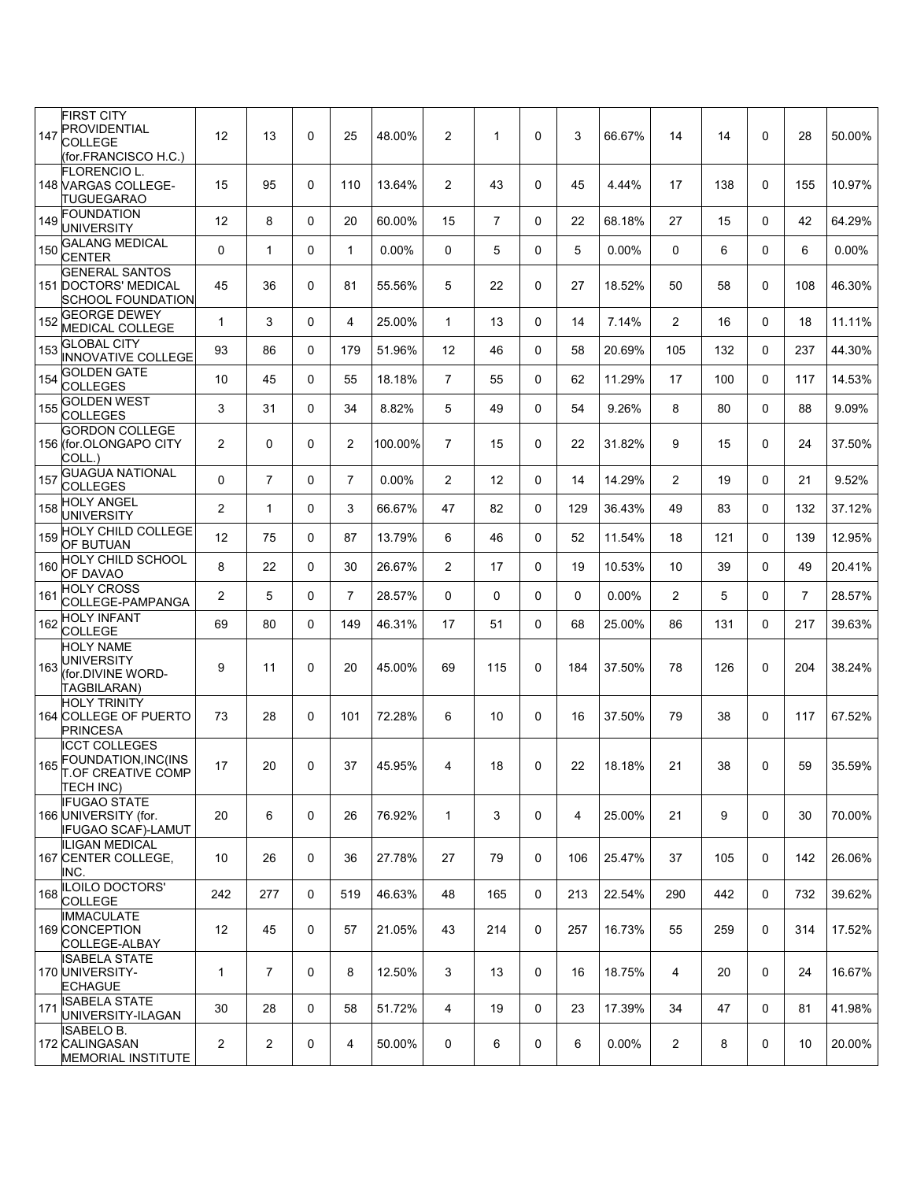| | | | | | | | | | | | | | | | | |
|---|---|---|---|---|---|---|---|---|---|---|---|---|---|---|---|---|
| 147 | FIRST CITY PROVIDENTIAL COLLEGE (for.FRANCISCO H.C.) | 12 | 13 | 0 | 25 | 48.00% | 2 | 1 | 0 | 3 | 66.67% | 14 | 14 | 0 | 28 | 50.00% |
| 148 | FLORENCIO L. VARGAS COLLEGE-TUGUEGARAO | 15 | 95 | 0 | 110 | 13.64% | 2 | 43 | 0 | 45 | 4.44% | 17 | 138 | 0 | 155 | 10.97% |
| 149 | FOUNDATION UNIVERSITY | 12 | 8 | 0 | 20 | 60.00% | 15 | 7 | 0 | 22 | 68.18% | 27 | 15 | 0 | 42 | 64.29% |
| 150 | GALANG MEDICAL CENTER | 0 | 1 | 0 | 1 | 0.00% | 0 | 5 | 0 | 5 | 0.00% | 0 | 6 | 0 | 6 | 0.00% |
| 151 | GENERAL SANTOS DOCTORS' MEDICAL SCHOOL FOUNDATION | 45 | 36 | 0 | 81 | 55.56% | 5 | 22 | 0 | 27 | 18.52% | 50 | 58 | 0 | 108 | 46.30% |
| 152 | GEORGE DEWEY MEDICAL COLLEGE | 1 | 3 | 0 | 4 | 25.00% | 1 | 13 | 0 | 14 | 7.14% | 2 | 16 | 0 | 18 | 11.11% |
| 153 | GLOBAL CITY INNOVATIVE COLLEGE | 93 | 86 | 0 | 179 | 51.96% | 12 | 46 | 0 | 58 | 20.69% | 105 | 132 | 0 | 237 | 44.30% |
| 154 | GOLDEN GATE COLLEGES | 10 | 45 | 0 | 55 | 18.18% | 7 | 55 | 0 | 62 | 11.29% | 17 | 100 | 0 | 117 | 14.53% |
| 155 | GOLDEN WEST COLLEGES | 3 | 31 | 0 | 34 | 8.82% | 5 | 49 | 0 | 54 | 9.26% | 8 | 80 | 0 | 88 | 9.09% |
| 156 | GORDON COLLEGE (for.OLONGAPO CITY COLL.) | 2 | 0 | 0 | 2 | 100.00% | 7 | 15 | 0 | 22 | 31.82% | 9 | 15 | 0 | 24 | 37.50% |
| 157 | GUAGUA NATIONAL COLLEGES | 0 | 7 | 0 | 7 | 0.00% | 2 | 12 | 0 | 14 | 14.29% | 2 | 19 | 0 | 21 | 9.52% |
| 158 | HOLY ANGEL UNIVERSITY | 2 | 1 | 0 | 3 | 66.67% | 47 | 82 | 0 | 129 | 36.43% | 49 | 83 | 0 | 132 | 37.12% |
| 159 | HOLY CHILD COLLEGE OF BUTUAN | 12 | 75 | 0 | 87 | 13.79% | 6 | 46 | 0 | 52 | 11.54% | 18 | 121 | 0 | 139 | 12.95% |
| 160 | HOLY CHILD SCHOOL OF DAVAO | 8 | 22 | 0 | 30 | 26.67% | 2 | 17 | 0 | 19 | 10.53% | 10 | 39 | 0 | 49 | 20.41% |
| 161 | HOLY CROSS COLLEGE-PAMPANGA | 2 | 5 | 0 | 7 | 28.57% | 0 | 0 | 0 | 0 | 0.00% | 2 | 5 | 0 | 7 | 28.57% |
| 162 | HOLY INFANT COLLEGE | 69 | 80 | 0 | 149 | 46.31% | 17 | 51 | 0 | 68 | 25.00% | 86 | 131 | 0 | 217 | 39.63% |
| 163 | HOLY NAME UNIVERSITY (for.DIVINE WORD-TAGBILARAN) | 9 | 11 | 0 | 20 | 45.00% | 69 | 115 | 0 | 184 | 37.50% | 78 | 126 | 0 | 204 | 38.24% |
| 164 | HOLY TRINITY COLLEGE OF PUERTO PRINCESA | 73 | 28 | 0 | 101 | 72.28% | 6 | 10 | 0 | 16 | 37.50% | 79 | 38 | 0 | 117 | 67.52% |
| 165 | ICCT COLLEGES FOUNDATION,INC(INS T.OF CREATIVE COMP TECH INC) | 17 | 20 | 0 | 37 | 45.95% | 4 | 18 | 0 | 22 | 18.18% | 21 | 38 | 0 | 59 | 35.59% |
| 166 | IFUGAO STATE UNIVERSITY (for. IFUGAO SCAF)-LAMUT | 20 | 6 | 0 | 26 | 76.92% | 1 | 3 | 0 | 4 | 25.00% | 21 | 9 | 0 | 30 | 70.00% |
| 167 | ILIGAN MEDICAL CENTER COLLEGE, INC. | 10 | 26 | 0 | 36 | 27.78% | 27 | 79 | 0 | 106 | 25.47% | 37 | 105 | 0 | 142 | 26.06% |
| 168 | ILOILO DOCTORS' COLLEGE | 242 | 277 | 0 | 519 | 46.63% | 48 | 165 | 0 | 213 | 22.54% | 290 | 442 | 0 | 732 | 39.62% |
| 169 | IMMACULATE CONCEPTION COLLEGE-ALBAY | 12 | 45 | 0 | 57 | 21.05% | 43 | 214 | 0 | 257 | 16.73% | 55 | 259 | 0 | 314 | 17.52% |
| 170 | ISABELA STATE UNIVERSITY-ECHAGUE | 1 | 7 | 0 | 8 | 12.50% | 3 | 13 | 0 | 16 | 18.75% | 4 | 20 | 0 | 24 | 16.67% |
| 171 | ISABELA STATE UNIVERSITY-ILAGAN | 30 | 28 | 0 | 58 | 51.72% | 4 | 19 | 0 | 23 | 17.39% | 34 | 47 | 0 | 81 | 41.98% |
| 172 | ISABELO B. CALINGASAN MEMORIAL INSTITUTE | 2 | 2 | 0 | 4 | 50.00% | 0 | 6 | 0 | 6 | 0.00% | 2 | 8 | 0 | 10 | 20.00% |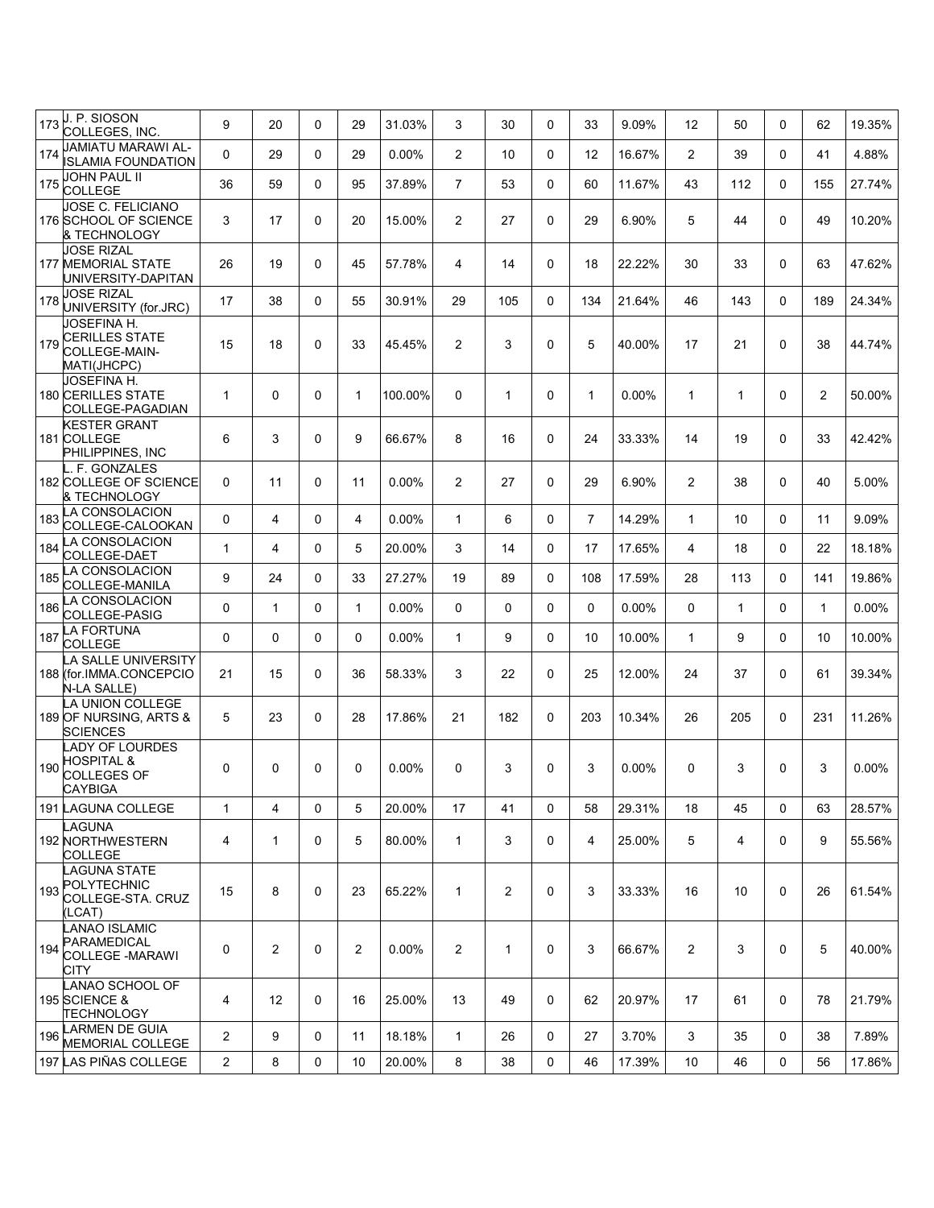| | | | | | | | | | | | | | | | | |
|---|---|---|---|---|---|---|---|---|---|---|---|---|---|---|---|---|
| 173 | J. P. SIOSON COLLEGES, INC. | 9 | 20 | 0 | 29 | 31.03% | 3 | 30 | 0 | 33 | 9.09% | 12 | 50 | 0 | 62 | 19.35% |
| 174 | JAMIATU MARAWI AL-ISLAMIA FOUNDATION | 0 | 29 | 0 | 29 | 0.00% | 2 | 10 | 0 | 12 | 16.67% | 2 | 39 | 0 | 41 | 4.88% |
| 175 | JOHN PAUL II COLLEGE | 36 | 59 | 0 | 95 | 37.89% | 7 | 53 | 0 | 60 | 11.67% | 43 | 112 | 0 | 155 | 27.74% |
| 176 | JOSE C. FELICIANO SCHOOL OF SCIENCE & TECHNOLOGY | 3 | 17 | 0 | 20 | 15.00% | 2 | 27 | 0 | 29 | 6.90% | 5 | 44 | 0 | 49 | 10.20% |
| 177 | JOSE RIZAL MEMORIAL STATE UNIVERSITY-DAPITAN | 26 | 19 | 0 | 45 | 57.78% | 4 | 14 | 0 | 18 | 22.22% | 30 | 33 | 0 | 63 | 47.62% |
| 178 | JOSE RIZAL UNIVERSITY (for.JRC) | 17 | 38 | 0 | 55 | 30.91% | 29 | 105 | 0 | 134 | 21.64% | 46 | 143 | 0 | 189 | 24.34% |
| 179 | JOSEFINA H. CERILLES STATE COLLEGE-MAIN-MATI(JHCPC) | 15 | 18 | 0 | 33 | 45.45% | 2 | 3 | 0 | 5 | 40.00% | 17 | 21 | 0 | 38 | 44.74% |
| 180 | JOSEFINA H. CERILLES STATE COLLEGE-PAGADIAN | 1 | 0 | 0 | 1 | 100.00% | 0 | 1 | 0 | 1 | 0.00% | 1 | 1 | 0 | 2 | 50.00% |
| 181 | KESTER GRANT COLLEGE PHILIPPINES, INC | 6 | 3 | 0 | 9 | 66.67% | 8 | 16 | 0 | 24 | 33.33% | 14 | 19 | 0 | 33 | 42.42% |
| 182 | L. F. GONZALES COLLEGE OF SCIENCE & TECHNOLOGY | 0 | 11 | 0 | 11 | 0.00% | 2 | 27 | 0 | 29 | 6.90% | 2 | 38 | 0 | 40 | 5.00% |
| 183 | LA CONSOLACION COLLEGE-CALOOKAN | 0 | 4 | 0 | 4 | 0.00% | 1 | 6 | 0 | 7 | 14.29% | 1 | 10 | 0 | 11 | 9.09% |
| 184 | LA CONSOLACION COLLEGE-DAET | 1 | 4 | 0 | 5 | 20.00% | 3 | 14 | 0 | 17 | 17.65% | 4 | 18 | 0 | 22 | 18.18% |
| 185 | LA CONSOLACION COLLEGE-MANILA | 9 | 24 | 0 | 33 | 27.27% | 19 | 89 | 0 | 108 | 17.59% | 28 | 113 | 0 | 141 | 19.86% |
| 186 | LA CONSOLACION COLLEGE-PASIG | 0 | 1 | 0 | 1 | 0.00% | 0 | 0 | 0 | 0 | 0.00% | 0 | 1 | 0 | 1 | 0.00% |
| 187 | LA FORTUNA COLLEGE | 0 | 0 | 0 | 0 | 0.00% | 1 | 9 | 0 | 10 | 10.00% | 1 | 9 | 0 | 10 | 10.00% |
| 188 | LA SALLE UNIVERSITY (for.IMMA.CONCEPCIO N-LA SALLE) | 21 | 15 | 0 | 36 | 58.33% | 3 | 22 | 0 | 25 | 12.00% | 24 | 37 | 0 | 61 | 39.34% |
| 189 | LA UNION COLLEGE OF NURSING, ARTS & SCIENCES | 5 | 23 | 0 | 28 | 17.86% | 21 | 182 | 0 | 203 | 10.34% | 26 | 205 | 0 | 231 | 11.26% |
| 190 | LADY OF LOURDES HOSPITAL & COLLEGES OF CAYBIGA | 0 | 0 | 0 | 0 | 0.00% | 0 | 3 | 0 | 3 | 0.00% | 0 | 3 | 0 | 3 | 0.00% |
| 191 | LAGUNA COLLEGE | 1 | 4 | 0 | 5 | 20.00% | 17 | 41 | 0 | 58 | 29.31% | 18 | 45 | 0 | 63 | 28.57% |
| 192 | LAGUNA NORTHWESTERN COLLEGE | 4 | 1 | 0 | 5 | 80.00% | 1 | 3 | 0 | 4 | 25.00% | 5 | 4 | 0 | 9 | 55.56% |
| 193 | LAGUNA STATE POLYTECHNIC COLLEGE-STA. CRUZ (LCAT) | 15 | 8 | 0 | 23 | 65.22% | 1 | 2 | 0 | 3 | 33.33% | 16 | 10 | 0 | 26 | 61.54% |
| 194 | LANAO ISLAMIC PARAMEDICAL COLLEGE -MARAWI CITY | 0 | 2 | 0 | 2 | 0.00% | 2 | 1 | 0 | 3 | 66.67% | 2 | 3 | 0 | 5 | 40.00% |
| 195 | LANAO SCHOOL OF SCIENCE & TECHNOLOGY | 4 | 12 | 0 | 16 | 25.00% | 13 | 49 | 0 | 62 | 20.97% | 17 | 61 | 0 | 78 | 21.79% |
| 196 | LARMEN DE GUIA MEMORIAL COLLEGE | 2 | 9 | 0 | 11 | 18.18% | 1 | 26 | 0 | 27 | 3.70% | 3 | 35 | 0 | 38 | 7.89% |
| 197 | LAS PIÑAS COLLEGE | 2 | 8 | 0 | 10 | 20.00% | 8 | 38 | 0 | 46 | 17.39% | 10 | 46 | 0 | 56 | 17.86% |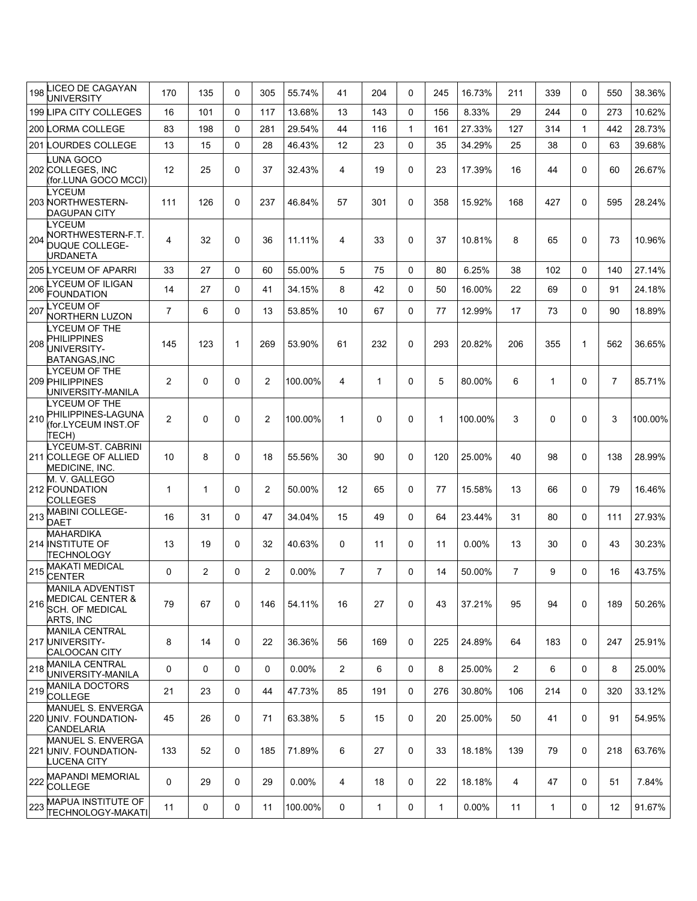| 198 | LICEO DE CAGAYAN UNIVERSITY | 170 | 135 | 0 | 305 | 55.74% | 41 | 204 | 0 | 245 | 16.73% | 211 | 339 | 0 | 550 | 38.36% |
|---|---|---|---|---|---|---|---|---|---|---|---|---|---|---|---|---|
| 199 | LIPA CITY COLLEGES | 16 | 101 | 0 | 117 | 13.68% | 13 | 143 | 0 | 156 | 8.33% | 29 | 244 | 0 | 273 | 10.62% |
| 200 | LORMA COLLEGE | 83 | 198 | 0 | 281 | 29.54% | 44 | 116 | 1 | 161 | 27.33% | 127 | 314 | 1 | 442 | 28.73% |
| 201 | LOURDES COLLEGE | 13 | 15 | 0 | 28 | 46.43% | 12 | 23 | 0 | 35 | 34.29% | 25 | 38 | 0 | 63 | 39.68% |
| 202 | LUNA GOCO COLLEGES, INC (for.LUNA GOCO MCCI) | 12 | 25 | 0 | 37 | 32.43% | 4 | 19 | 0 | 23 | 17.39% | 16 | 44 | 0 | 60 | 26.67% |
| 203 | LYCEUM NORTHWESTERN-DAGUPAN CITY | 111 | 126 | 0 | 237 | 46.84% | 57 | 301 | 0 | 358 | 15.92% | 168 | 427 | 0 | 595 | 28.24% |
| 204 | LYCEUM NORTHWESTERN-F.T. DUQUE COLLEGE-URDANETA | 4 | 32 | 0 | 36 | 11.11% | 4 | 33 | 0 | 37 | 10.81% | 8 | 65 | 0 | 73 | 10.96% |
| 205 | LYCEUM OF APARRI | 33 | 27 | 0 | 60 | 55.00% | 5 | 75 | 0 | 80 | 6.25% | 38 | 102 | 0 | 140 | 27.14% |
| 206 | LYCEUM OF ILIGAN FOUNDATION | 14 | 27 | 0 | 41 | 34.15% | 8 | 42 | 0 | 50 | 16.00% | 22 | 69 | 0 | 91 | 24.18% |
| 207 | LYCEUM OF NORTHERN LUZON | 7 | 6 | 0 | 13 | 53.85% | 10 | 67 | 0 | 77 | 12.99% | 17 | 73 | 0 | 90 | 18.89% |
| 208 | LYCEUM OF THE PHILIPPINES UNIVERSITY-BATANGAS,INC | 145 | 123 | 1 | 269 | 53.90% | 61 | 232 | 0 | 293 | 20.82% | 206 | 355 | 1 | 562 | 36.65% |
| 209 | LYCEUM OF THE PHILIPPINES UNIVERSITY-MANILA | 2 | 0 | 0 | 2 | 100.00% | 4 | 1 | 0 | 5 | 80.00% | 6 | 1 | 0 | 7 | 85.71% |
| 210 | LYCEUM OF THE PHILIPPINES-LAGUNA (for.LYCEUM INST.OF TECH) | 2 | 0 | 0 | 2 | 100.00% | 1 | 0 | 0 | 1 | 100.00% | 3 | 0 | 0 | 3 | 100.00% |
| 211 | LYCEUM-ST. CABRINI COLLEGE OF ALLIED MEDICINE, INC. | 10 | 8 | 0 | 18 | 55.56% | 30 | 90 | 0 | 120 | 25.00% | 40 | 98 | 0 | 138 | 28.99% |
| 212 | M. V. GALLEGO FOUNDATION COLLEGES | 1 | 1 | 0 | 2 | 50.00% | 12 | 65 | 0 | 77 | 15.58% | 13 | 66 | 0 | 79 | 16.46% |
| 213 | MABINI COLLEGE-DAET | 16 | 31 | 0 | 47 | 34.04% | 15 | 49 | 0 | 64 | 23.44% | 31 | 80 | 0 | 111 | 27.93% |
| 214 | MAHARDIKA INSTITUTE OF TECHNOLOGY | 13 | 19 | 0 | 32 | 40.63% | 0 | 11 | 0 | 11 | 0.00% | 13 | 30 | 0 | 43 | 30.23% |
| 215 | MAKATI MEDICAL CENTER | 0 | 2 | 0 | 2 | 0.00% | 7 | 7 | 0 | 14 | 50.00% | 7 | 9 | 0 | 16 | 43.75% |
| 216 | MANILA ADVENTIST MEDICAL CENTER & SCH. OF MEDICAL ARTS, INC | 79 | 67 | 0 | 146 | 54.11% | 16 | 27 | 0 | 43 | 37.21% | 95 | 94 | 0 | 189 | 50.26% |
| 217 | MANILA CENTRAL UNIVERSITY-CALOOCAN CITY | 8 | 14 | 0 | 22 | 36.36% | 56 | 169 | 0 | 225 | 24.89% | 64 | 183 | 0 | 247 | 25.91% |
| 218 | MANILA CENTRAL UNIVERSITY-MANILA | 0 | 0 | 0 | 0 | 0.00% | 2 | 6 | 0 | 8 | 25.00% | 2 | 6 | 0 | 8 | 25.00% |
| 219 | MANILA DOCTORS COLLEGE | 21 | 23 | 0 | 44 | 47.73% | 85 | 191 | 0 | 276 | 30.80% | 106 | 214 | 0 | 320 | 33.12% |
| 220 | MANUEL S. ENVERGA UNIV. FOUNDATION-CANDELARIA | 45 | 26 | 0 | 71 | 63.38% | 5 | 15 | 0 | 20 | 25.00% | 50 | 41 | 0 | 91 | 54.95% |
| 221 | MANUEL S. ENVERGA UNIV. FOUNDATION-LUCENA CITY | 133 | 52 | 0 | 185 | 71.89% | 6 | 27 | 0 | 33 | 18.18% | 139 | 79 | 0 | 218 | 63.76% |
| 222 | MAPANDI MEMORIAL COLLEGE | 0 | 29 | 0 | 29 | 0.00% | 4 | 18 | 0 | 22 | 18.18% | 4 | 47 | 0 | 51 | 7.84% |
| 223 | MAPUA INSTITUTE OF TECHNOLOGY-MAKATI | 11 | 0 | 0 | 11 | 100.00% | 0 | 1 | 0 | 1 | 0.00% | 11 | 1 | 0 | 12 | 91.67% |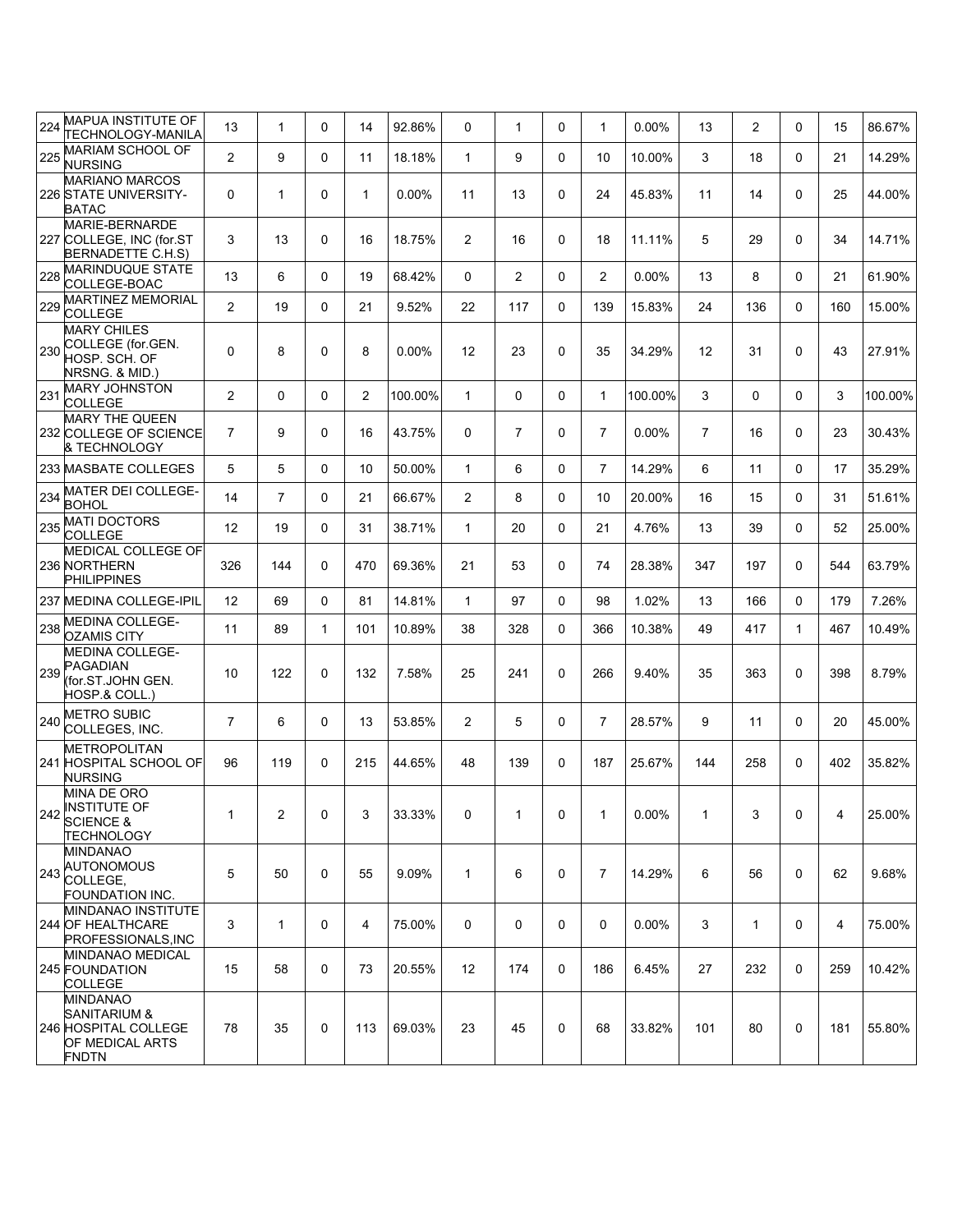| 224 | MAPUA INSTITUTE OF TECHNOLOGY-MANILA | 13 | 1 | 0 | 14 | 92.86% | 0 | 1 | 0 | 1 | 0.00% | 13 | 2 | 0 | 15 | 86.67% |
|---|---|---|---|---|---|---|---|---|---|---|---|---|---|---|---|---|
| 225 | MARIAM SCHOOL OF NURSING | 2 | 9 | 0 | 11 | 18.18% | 1 | 9 | 0 | 10 | 10.00% | 3 | 18 | 0 | 21 | 14.29% |
| 226 | MARIANO MARCOS STATE UNIVERSITY-BATAC | 0 | 1 | 0 | 1 | 0.00% | 11 | 13 | 0 | 24 | 45.83% | 11 | 14 | 0 | 25 | 44.00% |
| 227 | MARIE-BERNARDE COLLEGE, INC (for.ST BERNADETTE C.H.S) | 3 | 13 | 0 | 16 | 18.75% | 2 | 16 | 0 | 18 | 11.11% | 5 | 29 | 0 | 34 | 14.71% |
| 228 | MARINDUQUE STATE COLLEGE-BOAC | 13 | 6 | 0 | 19 | 68.42% | 0 | 2 | 0 | 2 | 0.00% | 13 | 8 | 0 | 21 | 61.90% |
| 229 | MARTINEZ MEMORIAL COLLEGE | 2 | 19 | 0 | 21 | 9.52% | 22 | 117 | 0 | 139 | 15.83% | 24 | 136 | 0 | 160 | 15.00% |
| 230 | MARY CHILES COLLEGE (for.GEN. HOSP. SCH. OF NRSNG. & MID.) | 0 | 8 | 0 | 8 | 0.00% | 12 | 23 | 0 | 35 | 34.29% | 12 | 31 | 0 | 43 | 27.91% |
| 231 | MARY JOHNSTON COLLEGE | 2 | 0 | 0 | 2 | 100.00% | 1 | 0 | 0 | 1 | 100.00% | 3 | 0 | 0 | 3 | 100.00% |
| 232 | MARY THE QUEEN COLLEGE OF SCIENCE & TECHNOLOGY | 7 | 9 | 0 | 16 | 43.75% | 0 | 7 | 0 | 7 | 0.00% | 7 | 16 | 0 | 23 | 30.43% |
| 233 | MASBATE COLLEGES | 5 | 5 | 0 | 10 | 50.00% | 1 | 6 | 0 | 7 | 14.29% | 6 | 11 | 0 | 17 | 35.29% |
| 234 | MATER DEI COLLEGE-BOHOL | 14 | 7 | 0 | 21 | 66.67% | 2 | 8 | 0 | 10 | 20.00% | 16 | 15 | 0 | 31 | 51.61% |
| 235 | MATI DOCTORS COLLEGE | 12 | 19 | 0 | 31 | 38.71% | 1 | 20 | 0 | 21 | 4.76% | 13 | 39 | 0 | 52 | 25.00% |
| 236 | MEDICAL COLLEGE OF NORTHERN PHILIPPINES | 326 | 144 | 0 | 470 | 69.36% | 21 | 53 | 0 | 74 | 28.38% | 347 | 197 | 0 | 544 | 63.79% |
| 237 | MEDINA COLLEGE-IPIL | 12 | 69 | 0 | 81 | 14.81% | 1 | 97 | 0 | 98 | 1.02% | 13 | 166 | 0 | 179 | 7.26% |
| 238 | MEDINA COLLEGE-OZAMIS CITY | 11 | 89 | 1 | 101 | 10.89% | 38 | 328 | 0 | 366 | 10.38% | 49 | 417 | 1 | 467 | 10.49% |
| 239 | MEDINA COLLEGE-PAGADIAN (for.ST.JOHN GEN. HOSP.& COLL.) | 10 | 122 | 0 | 132 | 7.58% | 25 | 241 | 0 | 266 | 9.40% | 35 | 363 | 0 | 398 | 8.79% |
| 240 | METRO SUBIC COLLEGES, INC. | 7 | 6 | 0 | 13 | 53.85% | 2 | 5 | 0 | 7 | 28.57% | 9 | 11 | 0 | 20 | 45.00% |
| 241 | METROPOLITAN HOSPITAL SCHOOL OF NURSING | 96 | 119 | 0 | 215 | 44.65% | 48 | 139 | 0 | 187 | 25.67% | 144 | 258 | 0 | 402 | 35.82% |
| 242 | MINA DE ORO INSTITUTE OF SCIENCE & TECHNOLOGY | 1 | 2 | 0 | 3 | 33.33% | 0 | 1 | 0 | 1 | 0.00% | 1 | 3 | 0 | 4 | 25.00% |
| 243 | MINDANAO AUTONOMOUS COLLEGE, FOUNDATION INC. | 5 | 50 | 0 | 55 | 9.09% | 1 | 6 | 0 | 7 | 14.29% | 6 | 56 | 0 | 62 | 9.68% |
| 244 | MINDANAO INSTITUTE OF HEALTHCARE PROFESSIONALS,INC | 3 | 1 | 0 | 4 | 75.00% | 0 | 0 | 0 | 0 | 0.00% | 3 | 1 | 0 | 4 | 75.00% |
| 245 | MINDANAO MEDICAL FOUNDATION COLLEGE | 15 | 58 | 0 | 73 | 20.55% | 12 | 174 | 0 | 186 | 6.45% | 27 | 232 | 0 | 259 | 10.42% |
| 246 | MINDANAO SANITARIUM & HOSPITAL COLLEGE OF MEDICAL ARTS FNDTN | 78 | 35 | 0 | 113 | 69.03% | 23 | 45 | 0 | 68 | 33.82% | 101 | 80 | 0 | 181 | 55.80% |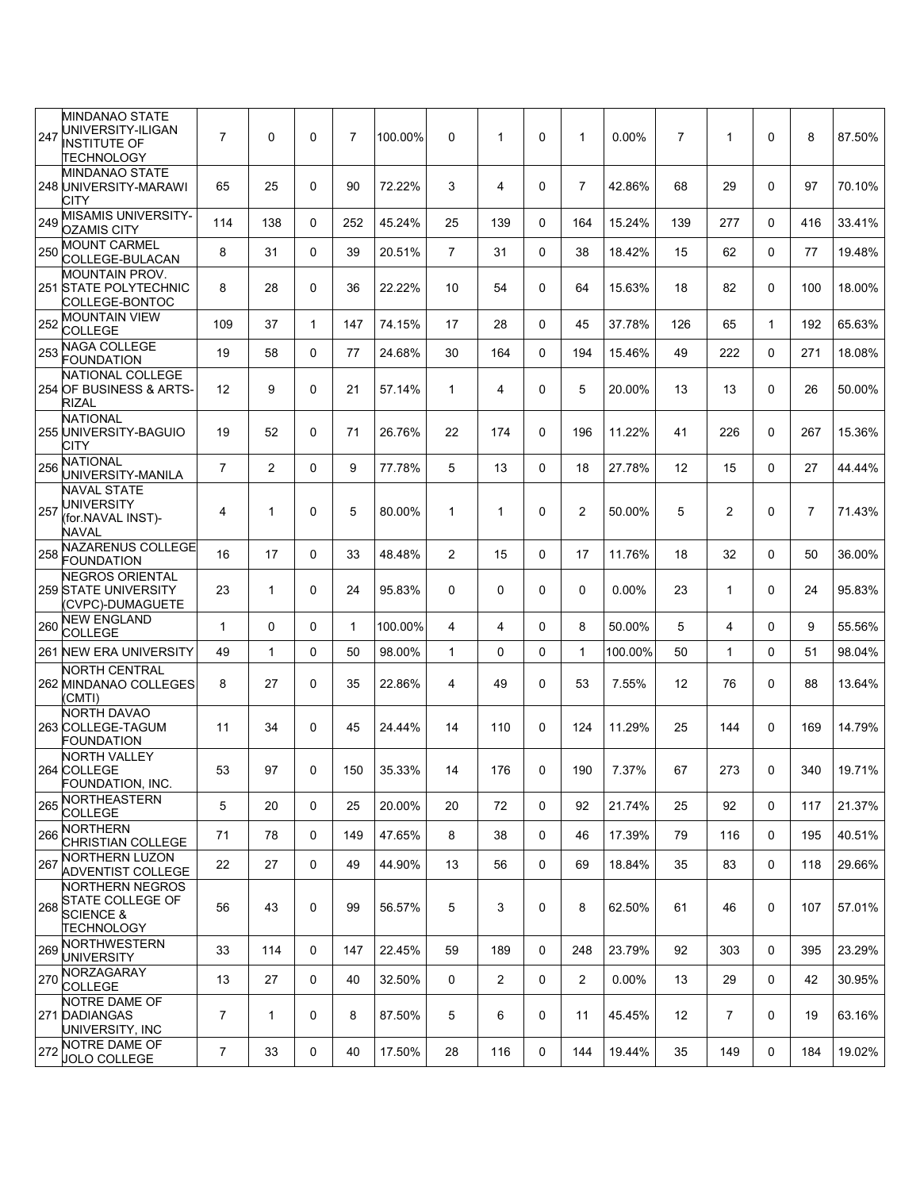| | | | | | | | | | | | | | | | |
|---|---|---|---|---|---|---|---|---|---|---|---|---|---|---|---|
| 247 | MINDANAO STATE UNIVERSITY-ILIGAN INSTITUTE OF TECHNOLOGY | 7 | 0 | 0 | 7 | 100.00% | 0 | 1 | 0 | 1 | 0.00% | 7 | 1 | 0 | 8 | 87.50% |
| 248 | MINDANAO STATE UNIVERSITY-MARAWI CITY | 65 | 25 | 0 | 90 | 72.22% | 3 | 4 | 0 | 7 | 42.86% | 68 | 29 | 0 | 97 | 70.10% |
| 249 | MISAMIS UNIVERSITY-OZAMIS CITY | 114 | 138 | 0 | 252 | 45.24% | 25 | 139 | 0 | 164 | 15.24% | 139 | 277 | 0 | 416 | 33.41% |
| 250 | MOUNT CARMEL COLLEGE-BULACAN | 8 | 31 | 0 | 39 | 20.51% | 7 | 31 | 0 | 38 | 18.42% | 15 | 62 | 0 | 77 | 19.48% |
| 251 | MOUNTAIN PROV. STATE POLYTECHNIC COLLEGE-BONTOC | 8 | 28 | 0 | 36 | 22.22% | 10 | 54 | 0 | 64 | 15.63% | 18 | 82 | 0 | 100 | 18.00% |
| 252 | MOUNTAIN VIEW COLLEGE | 109 | 37 | 1 | 147 | 74.15% | 17 | 28 | 0 | 45 | 37.78% | 126 | 65 | 1 | 192 | 65.63% |
| 253 | NAGA COLLEGE FOUNDATION | 19 | 58 | 0 | 77 | 24.68% | 30 | 164 | 0 | 194 | 15.46% | 49 | 222 | 0 | 271 | 18.08% |
| 254 | NATIONAL COLLEGE OF BUSINESS & ARTS-RIZAL | 12 | 9 | 0 | 21 | 57.14% | 1 | 4 | 0 | 5 | 20.00% | 13 | 13 | 0 | 26 | 50.00% |
| 255 | NATIONAL UNIVERSITY-BAGUIO CITY | 19 | 52 | 0 | 71 | 26.76% | 22 | 174 | 0 | 196 | 11.22% | 41 | 226 | 0 | 267 | 15.36% |
| 256 | NATIONAL UNIVERSITY-MANILA | 7 | 2 | 0 | 9 | 77.78% | 5 | 13 | 0 | 18 | 27.78% | 12 | 15 | 0 | 27 | 44.44% |
| 257 | NAVAL STATE UNIVERSITY (for.NAVAL INST)-NAVAL | 4 | 1 | 0 | 5 | 80.00% | 1 | 1 | 0 | 2 | 50.00% | 5 | 2 | 0 | 7 | 71.43% |
| 258 | NAZARENUS COLLEGE FOUNDATION | 16 | 17 | 0 | 33 | 48.48% | 2 | 15 | 0 | 17 | 11.76% | 18 | 32 | 0 | 50 | 36.00% |
| 259 | NEGROS ORIENTAL STATE UNIVERSITY (CVPC)-DUMAGUETE | 23 | 1 | 0 | 24 | 95.83% | 0 | 0 | 0 | 0 | 0.00% | 23 | 1 | 0 | 24 | 95.83% |
| 260 | NEW ENGLAND COLLEGE | 1 | 0 | 0 | 1 | 100.00% | 4 | 4 | 0 | 8 | 50.00% | 5 | 4 | 0 | 9 | 55.56% |
| 261 | NEW ERA UNIVERSITY | 49 | 1 | 0 | 50 | 98.00% | 1 | 0 | 0 | 1 | 100.00% | 50 | 1 | 0 | 51 | 98.04% |
| 262 | NORTH CENTRAL MINDANAO COLLEGES (CMTI) | 8 | 27 | 0 | 35 | 22.86% | 4 | 49 | 0 | 53 | 7.55% | 12 | 76 | 0 | 88 | 13.64% |
| 263 | NORTH DAVAO COLLEGE-TAGUM FOUNDATION | 11 | 34 | 0 | 45 | 24.44% | 14 | 110 | 0 | 124 | 11.29% | 25 | 144 | 0 | 169 | 14.79% |
| 264 | NORTH VALLEY COLLEGE FOUNDATION, INC. | 53 | 97 | 0 | 150 | 35.33% | 14 | 176 | 0 | 190 | 7.37% | 67 | 273 | 0 | 340 | 19.71% |
| 265 | NORTHEASTERN COLLEGE | 5 | 20 | 0 | 25 | 20.00% | 20 | 72 | 0 | 92 | 21.74% | 25 | 92 | 0 | 117 | 21.37% |
| 266 | NORTHERN CHRISTIAN COLLEGE | 71 | 78 | 0 | 149 | 47.65% | 8 | 38 | 0 | 46 | 17.39% | 79 | 116 | 0 | 195 | 40.51% |
| 267 | NORTHERN LUZON ADVENTIST COLLEGE | 22 | 27 | 0 | 49 | 44.90% | 13 | 56 | 0 | 69 | 18.84% | 35 | 83 | 0 | 118 | 29.66% |
| 268 | NORTHERN NEGROS STATE COLLEGE OF SCIENCE & TECHNOLOGY | 56 | 43 | 0 | 99 | 56.57% | 5 | 3 | 0 | 8 | 62.50% | 61 | 46 | 0 | 107 | 57.01% |
| 269 | NORTHWESTERN UNIVERSITY | 33 | 114 | 0 | 147 | 22.45% | 59 | 189 | 0 | 248 | 23.79% | 92 | 303 | 0 | 395 | 23.29% |
| 270 | NORZAGARAY COLLEGE | 13 | 27 | 0 | 40 | 32.50% | 0 | 2 | 0 | 2 | 0.00% | 13 | 29 | 0 | 42 | 30.95% |
| 271 | NOTRE DAME OF DADIANGAS UNIVERSITY, INC | 7 | 1 | 0 | 8 | 87.50% | 5 | 6 | 0 | 11 | 45.45% | 12 | 7 | 0 | 19 | 63.16% |
| 272 | NOTRE DAME OF JOLO COLLEGE | 7 | 33 | 0 | 40 | 17.50% | 28 | 116 | 0 | 144 | 19.44% | 35 | 149 | 0 | 184 | 19.02% |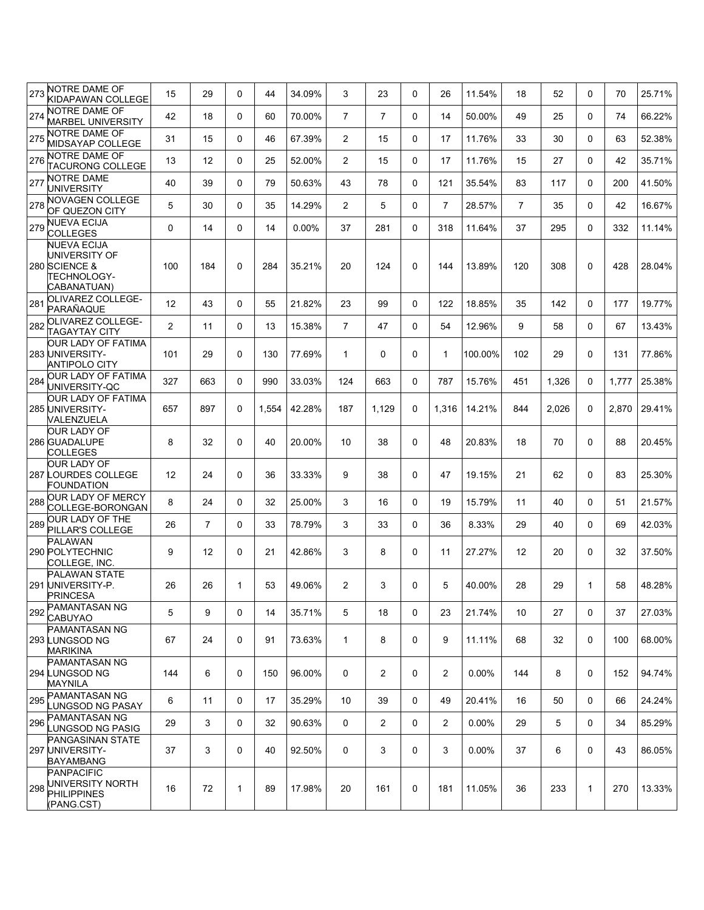| | | | | | | | | | | | | | | | | |
|---|---|---|---|---|---|---|---|---|---|---|---|---|---|---|---|---|
| 273 | NOTRE DAME OF KIDAPAWAN COLLEGE | 15 | 29 | 0 | 44 | 34.09% | 3 | 23 | 0 | 26 | 11.54% | 18 | 52 | 0 | 70 | 25.71% |
| 274 | NOTRE DAME OF MARBEL UNIVERSITY | 42 | 18 | 0 | 60 | 70.00% | 7 | 7 | 0 | 14 | 50.00% | 49 | 25 | 0 | 74 | 66.22% |
| 275 | NOTRE DAME OF MIDSAYAP COLLEGE | 31 | 15 | 0 | 46 | 67.39% | 2 | 15 | 0 | 17 | 11.76% | 33 | 30 | 0 | 63 | 52.38% |
| 276 | NOTRE DAME OF TACURONG COLLEGE | 13 | 12 | 0 | 25 | 52.00% | 2 | 15 | 0 | 17 | 11.76% | 15 | 27 | 0 | 42 | 35.71% |
| 277 | NOTRE DAME UNIVERSITY | 40 | 39 | 0 | 79 | 50.63% | 43 | 78 | 0 | 121 | 35.54% | 83 | 117 | 0 | 200 | 41.50% |
| 278 | NOVAGEN COLLEGE OF QUEZON CITY | 5 | 30 | 0 | 35 | 14.29% | 2 | 5 | 0 | 7 | 28.57% | 7 | 35 | 0 | 42 | 16.67% |
| 279 | NUEVA ECIJA COLLEGES | 0 | 14 | 0 | 14 | 0.00% | 37 | 281 | 0 | 318 | 11.64% | 37 | 295 | 0 | 332 | 11.14% |
| 280 | NUEVA ECIJA UNIVERSITY OF SCIENCE & TECHNOLOGY-CABANATUAN) | 100 | 184 | 0 | 284 | 35.21% | 20 | 124 | 0 | 144 | 13.89% | 120 | 308 | 0 | 428 | 28.04% |
| 281 | OLIVAREZ COLLEGE-PARAÑAQUE | 12 | 43 | 0 | 55 | 21.82% | 23 | 99 | 0 | 122 | 18.85% | 35 | 142 | 0 | 177 | 19.77% |
| 282 | OLIVAREZ COLLEGE-TAGAYTAY CITY | 2 | 11 | 0 | 13 | 15.38% | 7 | 47 | 0 | 54 | 12.96% | 9 | 58 | 0 | 67 | 13.43% |
| 283 | OUR LADY OF FATIMA UNIVERSITY-ANTIPOLO CITY | 101 | 29 | 0 | 130 | 77.69% | 1 | 0 | 0 | 1 | 100.00% | 102 | 29 | 0 | 131 | 77.86% |
| 284 | OUR LADY OF FATIMA UNIVERSITY-QC | 327 | 663 | 0 | 990 | 33.03% | 124 | 663 | 0 | 787 | 15.76% | 451 | 1,326 | 0 | 1,777 | 25.38% |
| 285 | OUR LADY OF FATIMA UNIVERSITY-VALENZUELA | 657 | 897 | 0 | 1,554 | 42.28% | 187 | 1,129 | 0 | 1,316 | 14.21% | 844 | 2,026 | 0 | 2,870 | 29.41% |
| 286 | OUR LADY OF GUADALUPE COLLEGES | 8 | 32 | 0 | 40 | 20.00% | 10 | 38 | 0 | 48 | 20.83% | 18 | 70 | 0 | 88 | 20.45% |
| 287 | OUR LADY OF LOURDES COLLEGE FOUNDATION | 12 | 24 | 0 | 36 | 33.33% | 9 | 38 | 0 | 47 | 19.15% | 21 | 62 | 0 | 83 | 25.30% |
| 288 | OUR LADY OF MERCY COLLEGE-BORONGAN | 8 | 24 | 0 | 32 | 25.00% | 3 | 16 | 0 | 19 | 15.79% | 11 | 40 | 0 | 51 | 21.57% |
| 289 | OUR LADY OF THE PILLAR'S COLLEGE | 26 | 7 | 0 | 33 | 78.79% | 3 | 33 | 0 | 36 | 8.33% | 29 | 40 | 0 | 69 | 42.03% |
| 290 | PALAWAN POLYTECHNIC COLLEGE, INC. | 9 | 12 | 0 | 21 | 42.86% | 3 | 8 | 0 | 11 | 27.27% | 12 | 20 | 0 | 32 | 37.50% |
| 291 | PALAWAN STATE UNIVERSITY-P. PRINCESA | 26 | 26 | 1 | 53 | 49.06% | 2 | 3 | 0 | 5 | 40.00% | 28 | 29 | 1 | 58 | 48.28% |
| 292 | PAMANTASAN NG CABUYAO | 5 | 9 | 0 | 14 | 35.71% | 5 | 18 | 0 | 23 | 21.74% | 10 | 27 | 0 | 37 | 27.03% |
| 293 | PAMANTASAN NG LUNGSOD NG MARIKINA | 67 | 24 | 0 | 91 | 73.63% | 1 | 8 | 0 | 9 | 11.11% | 68 | 32 | 0 | 100 | 68.00% |
| 294 | PAMANTASAN NG LUNGSOD NG MAYNILA | 144 | 6 | 0 | 150 | 96.00% | 0 | 2 | 0 | 2 | 0.00% | 144 | 8 | 0 | 152 | 94.74% |
| 295 | PAMANTASAN NG LUNGSOD NG PASAY | 6 | 11 | 0 | 17 | 35.29% | 10 | 39 | 0 | 49 | 20.41% | 16 | 50 | 0 | 66 | 24.24% |
| 296 | PAMANTASAN NG LUNGSOD NG PASIG | 29 | 3 | 0 | 32 | 90.63% | 0 | 2 | 0 | 2 | 0.00% | 29 | 5 | 0 | 34 | 85.29% |
| 297 | PANGASINAN STATE UNIVERSITY-BAYAMBANG | 37 | 3 | 0 | 40 | 92.50% | 0 | 3 | 0 | 3 | 0.00% | 37 | 6 | 0 | 43 | 86.05% |
| 298 | PANPACIFIC UNIVERSITY NORTH PHILIPPINES (PANG.CST) | 16 | 72 | 1 | 89 | 17.98% | 20 | 161 | 0 | 181 | 11.05% | 36 | 233 | 1 | 270 | 13.33% |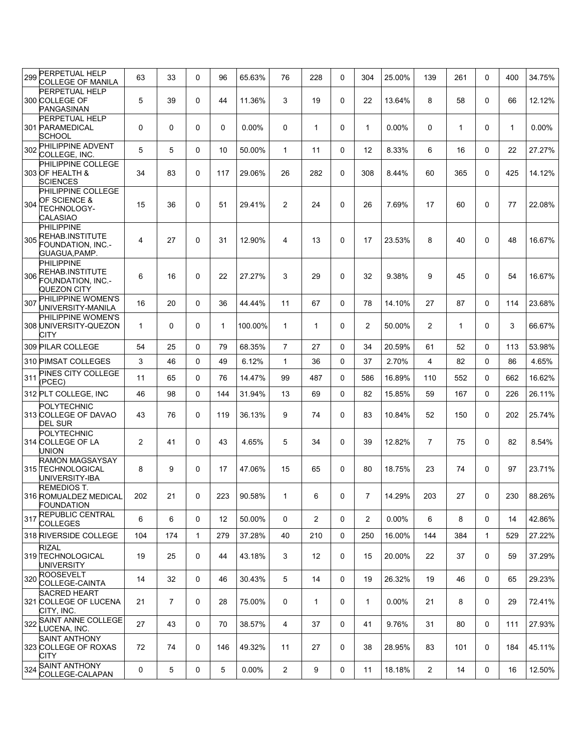| 299 | PERPETUAL HELP COLLEGE OF MANILA | 63 | 33 | 0 | 96 | 65.63% | 76 | 228 | 0 | 304 | 25.00% | 139 | 261 | 0 | 400 | 34.75% |
|---|---|---|---|---|---|---|---|---|---|---|---|---|---|---|---|---|
| 300 | PERPETUAL HELP COLLEGE OF PANGASINAN | 5 | 39 | 0 | 44 | 11.36% | 3 | 19 | 0 | 22 | 13.64% | 8 | 58 | 0 | 66 | 12.12% |
| 301 | PERPETUAL HELP PARAMEDICAL SCHOOL | 0 | 0 | 0 | 0 | 0.00% | 0 | 1 | 0 | 1 | 0.00% | 0 | 1 | 0 | 1 | 0.00% |
| 302 | PHILIPPINE ADVENT COLLEGE, INC. | 5 | 5 | 0 | 10 | 50.00% | 1 | 11 | 0 | 12 | 8.33% | 6 | 16 | 0 | 22 | 27.27% |
| 303 | PHILIPPINE COLLEGE OF HEALTH & SCIENCES | 34 | 83 | 0 | 117 | 29.06% | 26 | 282 | 0 | 308 | 8.44% | 60 | 365 | 0 | 425 | 14.12% |
| 304 | PHILIPPINE COLLEGE OF SCIENCE & TECHNOLOGY-CALASIAO | 15 | 36 | 0 | 51 | 29.41% | 2 | 24 | 0 | 26 | 7.69% | 17 | 60 | 0 | 77 | 22.08% |
| 305 | PHILIPPINE REHAB.INSTITUTE FOUNDATION, INC.-GUAGUA,PAMP. | 4 | 27 | 0 | 31 | 12.90% | 4 | 13 | 0 | 17 | 23.53% | 8 | 40 | 0 | 48 | 16.67% |
| 306 | PHILIPPINE REHAB.INSTITUTE FOUNDATION, INC.-QUEZON CITY | 6 | 16 | 0 | 22 | 27.27% | 3 | 29 | 0 | 32 | 9.38% | 9 | 45 | 0 | 54 | 16.67% |
| 307 | PHILIPPINE WOMEN'S UNIVERSITY-MANILA | 16 | 20 | 0 | 36 | 44.44% | 11 | 67 | 0 | 78 | 14.10% | 27 | 87 | 0 | 114 | 23.68% |
| 308 | PHILIPPINE WOMEN'S UNIVERSITY-QUEZON CITY | 1 | 0 | 0 | 1 | 100.00% | 1 | 1 | 0 | 2 | 50.00% | 2 | 1 | 0 | 3 | 66.67% |
| 309 | PILAR COLLEGE | 54 | 25 | 0 | 79 | 68.35% | 7 | 27 | 0 | 34 | 20.59% | 61 | 52 | 0 | 113 | 53.98% |
| 310 | PIMSAT COLLEGES | 3 | 46 | 0 | 49 | 6.12% | 1 | 36 | 0 | 37 | 2.70% | 4 | 82 | 0 | 86 | 4.65% |
| 311 | PINES CITY COLLEGE (PCEC) | 11 | 65 | 0 | 76 | 14.47% | 99 | 487 | 0 | 586 | 16.89% | 110 | 552 | 0 | 662 | 16.62% |
| 312 | PLT COLLEGE, INC | 46 | 98 | 0 | 144 | 31.94% | 13 | 69 | 0 | 82 | 15.85% | 59 | 167 | 0 | 226 | 26.11% |
| 313 | POLYTECHNIC COLLEGE OF DAVAO DEL SUR | 43 | 76 | 0 | 119 | 36.13% | 9 | 74 | 0 | 83 | 10.84% | 52 | 150 | 0 | 202 | 25.74% |
| 314 | POLYTECHNIC COLLEGE OF LA UNION | 2 | 41 | 0 | 43 | 4.65% | 5 | 34 | 0 | 39 | 12.82% | 7 | 75 | 0 | 82 | 8.54% |
| 315 | RAMON MAGSAYSAY TECHNOLOGICAL UNIVERSITY-IBA | 8 | 9 | 0 | 17 | 47.06% | 15 | 65 | 0 | 80 | 18.75% | 23 | 74 | 0 | 97 | 23.71% |
| 316 | REMEDIOS T. ROMUALDEZ MEDICAL FOUNDATION | 202 | 21 | 0 | 223 | 90.58% | 1 | 6 | 0 | 7 | 14.29% | 203 | 27 | 0 | 230 | 88.26% |
| 317 | REPUBLIC CENTRAL COLLEGES | 6 | 6 | 0 | 12 | 50.00% | 0 | 2 | 0 | 2 | 0.00% | 6 | 8 | 0 | 14 | 42.86% |
| 318 | RIVERSIDE COLLEGE | 104 | 174 | 1 | 279 | 37.28% | 40 | 210 | 0 | 250 | 16.00% | 144 | 384 | 1 | 529 | 27.22% |
| 319 | RIZAL TECHNOLOGICAL UNIVERSITY | 19 | 25 | 0 | 44 | 43.18% | 3 | 12 | 0 | 15 | 20.00% | 22 | 37 | 0 | 59 | 37.29% |
| 320 | ROOSEVELT COLLEGE-CAINTA | 14 | 32 | 0 | 46 | 30.43% | 5 | 14 | 0 | 19 | 26.32% | 19 | 46 | 0 | 65 | 29.23% |
| 321 | SACRED HEART COLLEGE OF LUCENA CITY, INC. | 21 | 7 | 0 | 28 | 75.00% | 0 | 1 | 0 | 1 | 0.00% | 21 | 8 | 0 | 29 | 72.41% |
| 322 | SAINT ANNE COLLEGE LUCENA, INC. | 27 | 43 | 0 | 70 | 38.57% | 4 | 37 | 0 | 41 | 9.76% | 31 | 80 | 0 | 111 | 27.93% |
| 323 | SAINT ANTHONY COLLEGE OF ROXAS CITY | 72 | 74 | 0 | 146 | 49.32% | 11 | 27 | 0 | 38 | 28.95% | 83 | 101 | 0 | 184 | 45.11% |
| 324 | SAINT ANTHONY COLLEGE-CALAPAN | 0 | 5 | 0 | 5 | 0.00% | 2 | 9 | 0 | 11 | 18.18% | 2 | 14 | 0 | 16 | 12.50% |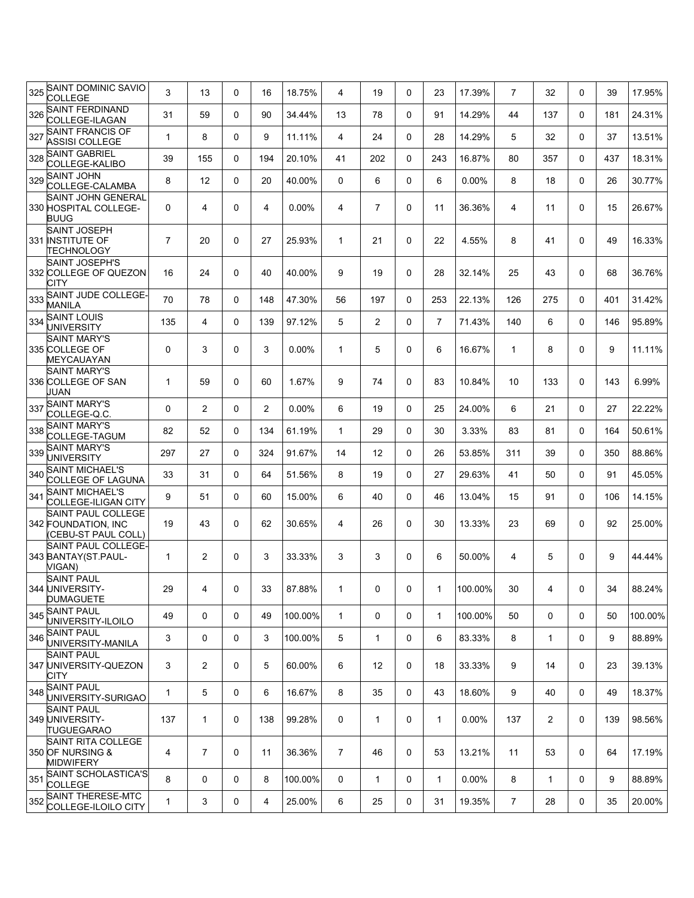| | | | | | | | | | | | | | | | | |
|---|---|---|---|---|---|---|---|---|---|---|---|---|---|---|---|---|
| 325 | SAINT DOMINIC SAVIO COLLEGE | 3 | 13 | 0 | 16 | 18.75% | 4 | 19 | 0 | 23 | 17.39% | 7 | 32 | 0 | 39 | 17.95% |
| 326 | SAINT FERDINAND COLLEGE-ILAGAN | 31 | 59 | 0 | 90 | 34.44% | 13 | 78 | 0 | 91 | 14.29% | 44 | 137 | 0 | 181 | 24.31% |
| 327 | SAINT FRANCIS OF ASSISI COLLEGE | 1 | 8 | 0 | 9 | 11.11% | 4 | 24 | 0 | 28 | 14.29% | 5 | 32 | 0 | 37 | 13.51% |
| 328 | SAINT GABRIEL COLLEGE-KALIBO | 39 | 155 | 0 | 194 | 20.10% | 41 | 202 | 0 | 243 | 16.87% | 80 | 357 | 0 | 437 | 18.31% |
| 329 | SAINT JOHN COLLEGE-CALAMBA | 8 | 12 | 0 | 20 | 40.00% | 0 | 6 | 0 | 6 | 0.00% | 8 | 18 | 0 | 26 | 30.77% |
| 330 | SAINT JOHN GENERAL HOSPITAL COLLEGE-BUUG | 0 | 4 | 0 | 4 | 0.00% | 4 | 7 | 0 | 11 | 36.36% | 4 | 11 | 0 | 15 | 26.67% |
| 331 | SAINT JOSEPH INSTITUTE OF TECHNOLOGY | 7 | 20 | 0 | 27 | 25.93% | 1 | 21 | 0 | 22 | 4.55% | 8 | 41 | 0 | 49 | 16.33% |
| 332 | SAINT JOSEPH'S COLLEGE OF QUEZON CITY | 16 | 24 | 0 | 40 | 40.00% | 9 | 19 | 0 | 28 | 32.14% | 25 | 43 | 0 | 68 | 36.76% |
| 333 | SAINT JUDE COLLEGE-MANILA | 70 | 78 | 0 | 148 | 47.30% | 56 | 197 | 0 | 253 | 22.13% | 126 | 275 | 0 | 401 | 31.42% |
| 334 | SAINT LOUIS UNIVERSITY | 135 | 4 | 0 | 139 | 97.12% | 5 | 2 | 0 | 7 | 71.43% | 140 | 6 | 0 | 146 | 95.89% |
| 335 | SAINT MARY'S COLLEGE OF MEYCAUAYAN | 0 | 3 | 0 | 3 | 0.00% | 1 | 5 | 0 | 6 | 16.67% | 1 | 8 | 0 | 9 | 11.11% |
| 336 | SAINT MARY'S COLLEGE OF SAN JUAN | 1 | 59 | 0 | 60 | 1.67% | 9 | 74 | 0 | 83 | 10.84% | 10 | 133 | 0 | 143 | 6.99% |
| 337 | SAINT MARY'S COLLEGE-Q.C. | 0 | 2 | 0 | 2 | 0.00% | 6 | 19 | 0 | 25 | 24.00% | 6 | 21 | 0 | 27 | 22.22% |
| 338 | SAINT MARY'S COLLEGE-TAGUM | 82 | 52 | 0 | 134 | 61.19% | 1 | 29 | 0 | 30 | 3.33% | 83 | 81 | 0 | 164 | 50.61% |
| 339 | SAINT MARY'S UNIVERSITY | 297 | 27 | 0 | 324 | 91.67% | 14 | 12 | 0 | 26 | 53.85% | 311 | 39 | 0 | 350 | 88.86% |
| 340 | SAINT MICHAEL'S COLLEGE OF LAGUNA | 33 | 31 | 0 | 64 | 51.56% | 8 | 19 | 0 | 27 | 29.63% | 41 | 50 | 0 | 91 | 45.05% |
| 341 | SAINT MICHAEL'S COLLEGE-ILIGAN CITY | 9 | 51 | 0 | 60 | 15.00% | 6 | 40 | 0 | 46 | 13.04% | 15 | 91 | 0 | 106 | 14.15% |
| 342 | SAINT PAUL COLLEGE FOUNDATION, INC (CEBU-ST PAUL COLL) | 19 | 43 | 0 | 62 | 30.65% | 4 | 26 | 0 | 30 | 13.33% | 23 | 69 | 0 | 92 | 25.00% |
| 343 | SAINT PAUL COLLEGE-BANTAY(ST.PAUL-VIGAN) | 1 | 2 | 0 | 3 | 33.33% | 3 | 3 | 0 | 6 | 50.00% | 4 | 5 | 0 | 9 | 44.44% |
| 344 | SAINT PAUL UNIVERSITY-DUMAGUETE | 29 | 4 | 0 | 33 | 87.88% | 1 | 0 | 0 | 1 | 100.00% | 30 | 4 | 0 | 34 | 88.24% |
| 345 | SAINT PAUL UNIVERSITY-ILOILO | 49 | 0 | 0 | 49 | 100.00% | 1 | 0 | 0 | 1 | 100.00% | 50 | 0 | 0 | 50 | 100.00% |
| 346 | SAINT PAUL UNIVERSITY-MANILA | 3 | 0 | 0 | 3 | 100.00% | 5 | 1 | 0 | 6 | 83.33% | 8 | 1 | 0 | 9 | 88.89% |
| 347 | SAINT PAUL UNIVERSITY-QUEZON CITY | 3 | 2 | 0 | 5 | 60.00% | 6 | 12 | 0 | 18 | 33.33% | 9 | 14 | 0 | 23 | 39.13% |
| 348 | SAINT PAUL UNIVERSITY-SURIGAO | 1 | 5 | 0 | 6 | 16.67% | 8 | 35 | 0 | 43 | 18.60% | 9 | 40 | 0 | 49 | 18.37% |
| 349 | SAINT PAUL UNIVERSITY-TUGUEGARAO | 137 | 1 | 0 | 138 | 99.28% | 0 | 1 | 0 | 1 | 0.00% | 137 | 2 | 0 | 139 | 98.56% |
| 350 | SAINT RITA COLLEGE OF NURSING & MIDWIFERY | 4 | 7 | 0 | 11 | 36.36% | 7 | 46 | 0 | 53 | 13.21% | 11 | 53 | 0 | 64 | 17.19% |
| 351 | SAINT SCHOLASTICA'S COLLEGE | 8 | 0 | 0 | 8 | 100.00% | 0 | 1 | 0 | 1 | 0.00% | 8 | 1 | 0 | 9 | 88.89% |
| 352 | SAINT THERESE-MTC COLLEGE-ILOILO CITY | 1 | 3 | 0 | 4 | 25.00% | 6 | 25 | 0 | 31 | 19.35% | 7 | 28 | 0 | 35 | 20.00% |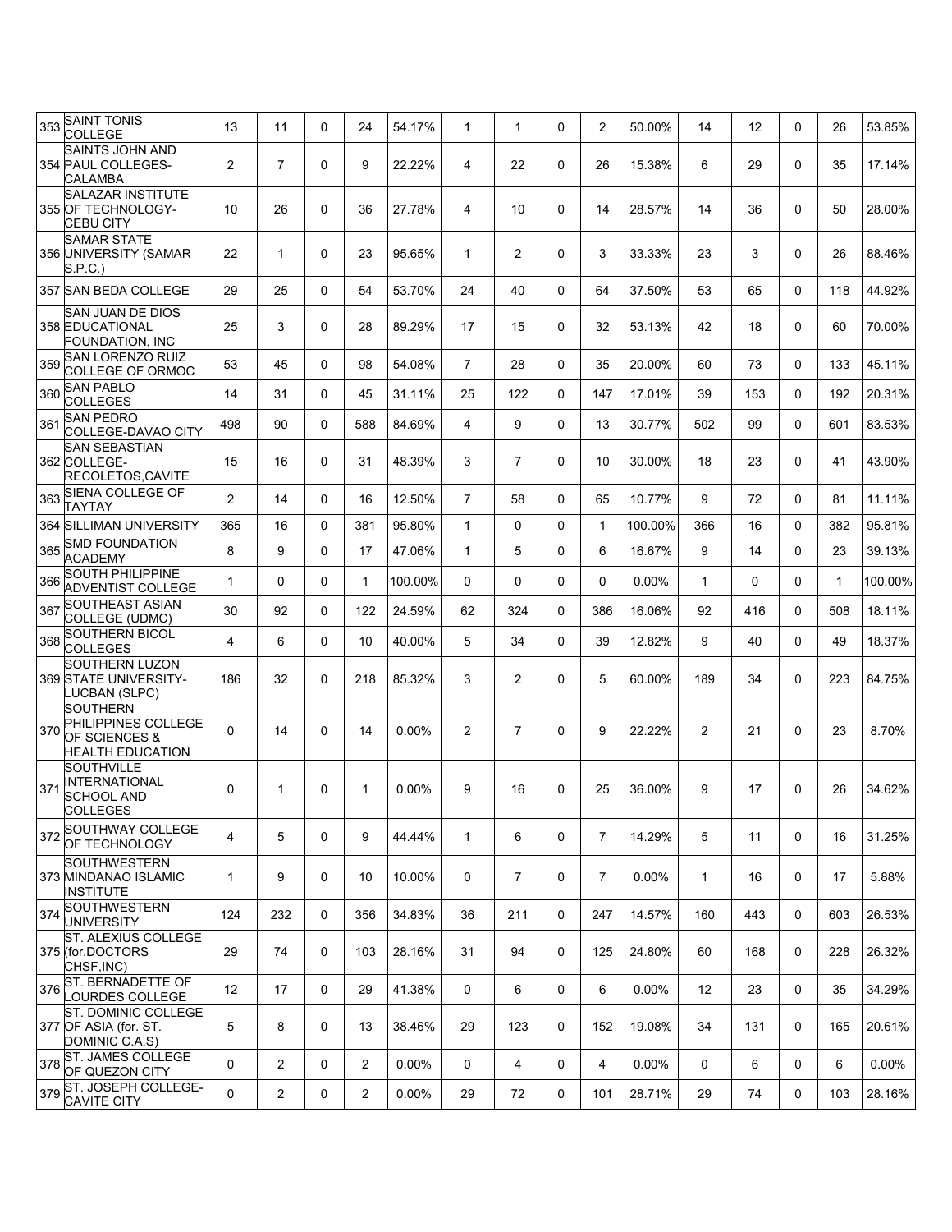| | | | | | | | | | | | | | | | | |
|---|---|---|---|---|---|---|---|---|---|---|---|---|---|---|---|---|
| 353 | SAINT TONIS COLLEGE | 13 | 11 | 0 | 24 | 54.17% | 1 | 1 | 0 | 2 | 50.00% | 14 | 12 | 0 | 26 | 53.85% |
| 354 | SAINTS JOHN AND PAUL COLLEGES-CALAMBA | 2 | 7 | 0 | 9 | 22.22% | 4 | 22 | 0 | 26 | 15.38% | 6 | 29 | 0 | 35 | 17.14% |
| 355 | SALAZAR INSTITUTE OF TECHNOLOGY-CEBU CITY | 10 | 26 | 0 | 36 | 27.78% | 4 | 10 | 0 | 14 | 28.57% | 14 | 36 | 0 | 50 | 28.00% |
| 356 | SAMAR STATE UNIVERSITY (SAMAR S.P.C.) | 22 | 1 | 0 | 23 | 95.65% | 1 | 2 | 0 | 3 | 33.33% | 23 | 3 | 0 | 26 | 88.46% |
| 357 | SAN BEDA COLLEGE | 29 | 25 | 0 | 54 | 53.70% | 24 | 40 | 0 | 64 | 37.50% | 53 | 65 | 0 | 118 | 44.92% |
| 358 | SAN JUAN DE DIOS EDUCATIONAL FOUNDATION, INC | 25 | 3 | 0 | 28 | 89.29% | 17 | 15 | 0 | 32 | 53.13% | 42 | 18 | 0 | 60 | 70.00% |
| 359 | SAN LORENZO RUIZ COLLEGE OF ORMOC | 53 | 45 | 0 | 98 | 54.08% | 7 | 28 | 0 | 35 | 20.00% | 60 | 73 | 0 | 133 | 45.11% |
| 360 | SAN PABLO COLLEGES | 14 | 31 | 0 | 45 | 31.11% | 25 | 122 | 0 | 147 | 17.01% | 39 | 153 | 0 | 192 | 20.31% |
| 361 | SAN PEDRO COLLEGE-DAVAO CITY | 498 | 90 | 0 | 588 | 84.69% | 4 | 9 | 0 | 13 | 30.77% | 502 | 99 | 0 | 601 | 83.53% |
| 362 | SAN SEBASTIAN COLLEGE-RECOLETOS,CAVITE | 15 | 16 | 0 | 31 | 48.39% | 3 | 7 | 0 | 10 | 30.00% | 18 | 23 | 0 | 41 | 43.90% |
| 363 | SIENA COLLEGE OF TAYTAY | 2 | 14 | 0 | 16 | 12.50% | 7 | 58 | 0 | 65 | 10.77% | 9 | 72 | 0 | 81 | 11.11% |
| 364 | SILLIMAN UNIVERSITY | 365 | 16 | 0 | 381 | 95.80% | 1 | 0 | 0 | 1 | 100.00% | 366 | 16 | 0 | 382 | 95.81% |
| 365 | SMD FOUNDATION ACADEMY | 8 | 9 | 0 | 17 | 47.06% | 1 | 5 | 0 | 6 | 16.67% | 9 | 14 | 0 | 23 | 39.13% |
| 366 | SOUTH PHILIPPINE ADVENTIST COLLEGE | 1 | 0 | 0 | 1 | 100.00% | 0 | 0 | 0 | 0 | 0.00% | 1 | 0 | 0 | 1 | 100.00% |
| 367 | SOUTHEAST ASIAN COLLEGE (UDMC) | 30 | 92 | 0 | 122 | 24.59% | 62 | 324 | 0 | 386 | 16.06% | 92 | 416 | 0 | 508 | 18.11% |
| 368 | SOUTHERN BICOL COLLEGES | 4 | 6 | 0 | 10 | 40.00% | 5 | 34 | 0 | 39 | 12.82% | 9 | 40 | 0 | 49 | 18.37% |
| 369 | SOUTHERN LUZON STATE UNIVERSITY-LUCBAN (SLPC) | 186 | 32 | 0 | 218 | 85.32% | 3 | 2 | 0 | 5 | 60.00% | 189 | 34 | 0 | 223 | 84.75% |
| 370 | SOUTHERN PHILIPPINES COLLEGE OF SCIENCES & HEALTH EDUCATION | 0 | 14 | 0 | 14 | 0.00% | 2 | 7 | 0 | 9 | 22.22% | 2 | 21 | 0 | 23 | 8.70% |
| 371 | SOUTHVILLE INTERNATIONAL SCHOOL AND COLLEGES | 0 | 1 | 0 | 1 | 0.00% | 9 | 16 | 0 | 25 | 36.00% | 9 | 17 | 0 | 26 | 34.62% |
| 372 | SOUTHWAY COLLEGE OF TECHNOLOGY | 4 | 5 | 0 | 9 | 44.44% | 1 | 6 | 0 | 7 | 14.29% | 5 | 11 | 0 | 16 | 31.25% |
| 373 | SOUTHWESTERN MINDANAO ISLAMIC INSTITUTE | 1 | 9 | 0 | 10 | 10.00% | 0 | 7 | 0 | 7 | 0.00% | 1 | 16 | 0 | 17 | 5.88% |
| 374 | SOUTHWESTERN UNIVERSITY | 124 | 232 | 0 | 356 | 34.83% | 36 | 211 | 0 | 247 | 14.57% | 160 | 443 | 0 | 603 | 26.53% |
| 375 | ST. ALEXIUS COLLEGE (for.DOCTORS CHSF,INC) | 29 | 74 | 0 | 103 | 28.16% | 31 | 94 | 0 | 125 | 24.80% | 60 | 168 | 0 | 228 | 26.32% |
| 376 | ST. BERNADETTE OF LOURDES COLLEGE | 12 | 17 | 0 | 29 | 41.38% | 0 | 6 | 0 | 6 | 0.00% | 12 | 23 | 0 | 35 | 34.29% |
| 377 | ST. DOMINIC COLLEGE OF ASIA (for. ST. DOMINIC C.A.S) | 5 | 8 | 0 | 13 | 38.46% | 29 | 123 | 0 | 152 | 19.08% | 34 | 131 | 0 | 165 | 20.61% |
| 378 | ST. JAMES COLLEGE OF QUEZON CITY | 0 | 2 | 0 | 2 | 0.00% | 0 | 4 | 0 | 4 | 0.00% | 0 | 6 | 0 | 6 | 0.00% |
| 379 | ST. JOSEPH COLLEGE-CAVITE CITY | 0 | 2 | 0 | 2 | 0.00% | 29 | 72 | 0 | 101 | 28.71% | 29 | 74 | 0 | 103 | 28.16% |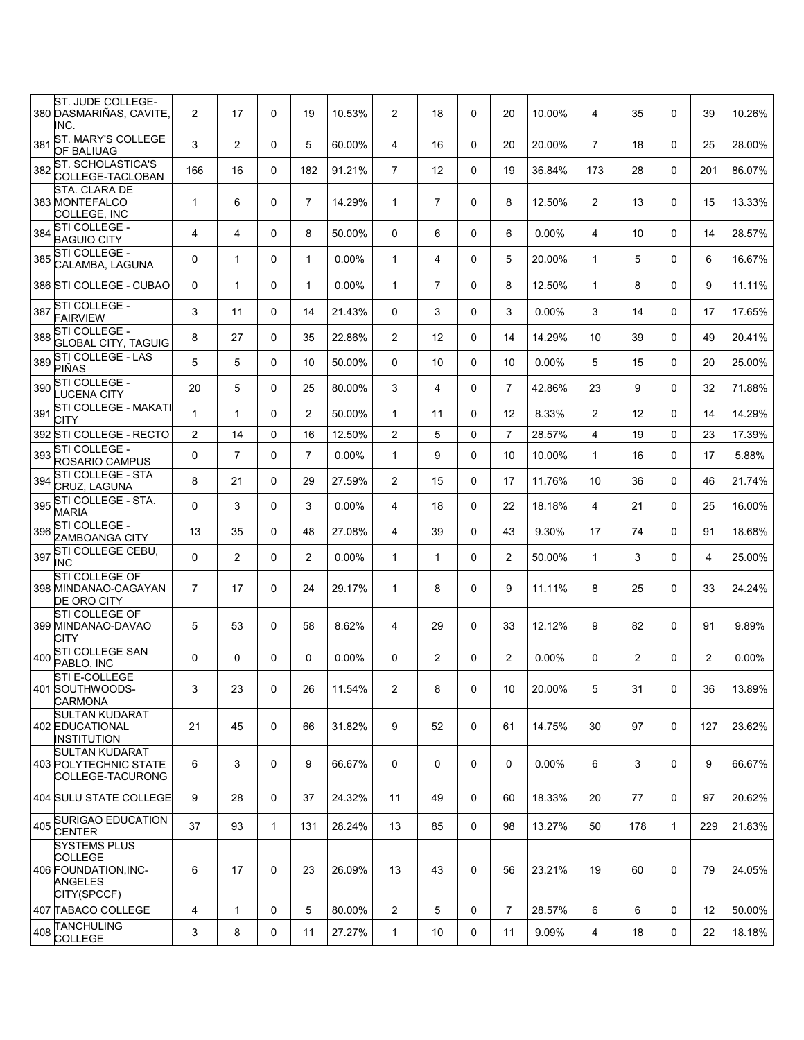| | | | | | | | | | | | | | | | | |
|---|---|---|---|---|---|---|---|---|---|---|---|---|---|---|---|---|
| 380 | ST. JUDE COLLEGE-DASMARIÑAS, CAVITE, INC. | 2 | 17 | 0 | 19 | 10.53% | 2 | 18 | 0 | 20 | 10.00% | 4 | 35 | 0 | 39 | 10.26% |
| 381 | ST. MARY'S COLLEGE OF BALIUAG | 3 | 2 | 0 | 5 | 60.00% | 4 | 16 | 0 | 20 | 20.00% | 7 | 18 | 0 | 25 | 28.00% |
| 382 | ST. SCHOLASTICA'S COLLEGE-TACLOBAN | 166 | 16 | 0 | 182 | 91.21% | 7 | 12 | 0 | 19 | 36.84% | 173 | 28 | 0 | 201 | 86.07% |
| 383 | STA. CLARA DE MONTEFALCO COLLEGE, INC | 1 | 6 | 0 | 7 | 14.29% | 1 | 7 | 0 | 8 | 12.50% | 2 | 13 | 0 | 15 | 13.33% |
| 384 | STI COLLEGE - BAGUIO CITY | 4 | 4 | 0 | 8 | 50.00% | 0 | 6 | 0 | 6 | 0.00% | 4 | 10 | 0 | 14 | 28.57% |
| 385 | STI COLLEGE - CALAMBA, LAGUNA | 0 | 1 | 0 | 1 | 0.00% | 1 | 4 | 0 | 5 | 20.00% | 1 | 5 | 0 | 6 | 16.67% |
| 386 | STI COLLEGE - CUBAO | 0 | 1 | 0 | 1 | 0.00% | 1 | 7 | 0 | 8 | 12.50% | 1 | 8 | 0 | 9 | 11.11% |
| 387 | STI COLLEGE - FAIRVIEW | 3 | 11 | 0 | 14 | 21.43% | 0 | 3 | 0 | 3 | 0.00% | 3 | 14 | 0 | 17 | 17.65% |
| 388 | STI COLLEGE - GLOBAL CITY, TAGUIG | 8 | 27 | 0 | 35 | 22.86% | 2 | 12 | 0 | 14 | 14.29% | 10 | 39 | 0 | 49 | 20.41% |
| 389 | STI COLLEGE - LAS PIÑAS | 5 | 5 | 0 | 10 | 50.00% | 0 | 10 | 0 | 10 | 0.00% | 5 | 15 | 0 | 20 | 25.00% |
| 390 | STI COLLEGE - LUCENA CITY | 20 | 5 | 0 | 25 | 80.00% | 3 | 4 | 0 | 7 | 42.86% | 23 | 9 | 0 | 32 | 71.88% |
| 391 | STI COLLEGE - MAKATI CITY | 1 | 1 | 0 | 2 | 50.00% | 1 | 11 | 0 | 12 | 8.33% | 2 | 12 | 0 | 14 | 14.29% |
| 392 | STI COLLEGE - RECTO | 2 | 14 | 0 | 16 | 12.50% | 2 | 5 | 0 | 7 | 28.57% | 4 | 19 | 0 | 23 | 17.39% |
| 393 | STI COLLEGE - ROSARIO CAMPUS | 0 | 7 | 0 | 7 | 0.00% | 1 | 9 | 0 | 10 | 10.00% | 1 | 16 | 0 | 17 | 5.88% |
| 394 | STI COLLEGE - STA CRUZ, LAGUNA | 8 | 21 | 0 | 29 | 27.59% | 2 | 15 | 0 | 17 | 11.76% | 10 | 36 | 0 | 46 | 21.74% |
| 395 | STI COLLEGE - STA. MARIA | 0 | 3 | 0 | 3 | 0.00% | 4 | 18 | 0 | 22 | 18.18% | 4 | 21 | 0 | 25 | 16.00% |
| 396 | STI COLLEGE - ZAMBOANGA CITY | 13 | 35 | 0 | 48 | 27.08% | 4 | 39 | 0 | 43 | 9.30% | 17 | 74 | 0 | 91 | 18.68% |
| 397 | STI COLLEGE CEBU, INC | 0 | 2 | 0 | 2 | 0.00% | 1 | 1 | 0 | 2 | 50.00% | 1 | 3 | 0 | 4 | 25.00% |
| 398 | STI COLLEGE OF MINDANAO-CAGAYAN DE ORO CITY | 7 | 17 | 0 | 24 | 29.17% | 1 | 8 | 0 | 9 | 11.11% | 8 | 25 | 0 | 33 | 24.24% |
| 399 | STI COLLEGE OF MINDANAO-DAVAO CITY | 5 | 53 | 0 | 58 | 8.62% | 4 | 29 | 0 | 33 | 12.12% | 9 | 82 | 0 | 91 | 9.89% |
| 400 | STI COLLEGE SAN PABLO, INC | 0 | 0 | 0 | 0 | 0.00% | 0 | 2 | 0 | 2 | 0.00% | 0 | 2 | 0 | 2 | 0.00% |
| 401 | STI E-COLLEGE SOUTHWOODS-CARMONA | 3 | 23 | 0 | 26 | 11.54% | 2 | 8 | 0 | 10 | 20.00% | 5 | 31 | 0 | 36 | 13.89% |
| 402 | SULTAN KUDARAT EDUCATIONAL INSTITUTION | 21 | 45 | 0 | 66 | 31.82% | 9 | 52 | 0 | 61 | 14.75% | 30 | 97 | 0 | 127 | 23.62% |
| 403 | SULTAN KUDARAT POLYTECHNIC STATE COLLEGE-TACURONG | 6 | 3 | 0 | 9 | 66.67% | 0 | 0 | 0 | 0 | 0.00% | 6 | 3 | 0 | 9 | 66.67% |
| 404 | SULU STATE COLLEGE | 9 | 28 | 0 | 37 | 24.32% | 11 | 49 | 0 | 60 | 18.33% | 20 | 77 | 0 | 97 | 20.62% |
| 405 | SURIGAO EDUCATION CENTER | 37 | 93 | 1 | 131 | 28.24% | 13 | 85 | 0 | 98 | 13.27% | 50 | 178 | 1 | 229 | 21.83% |
| 406 | SYSTEMS PLUS COLLEGE FOUNDATION,INC-ANGELES CITY(SPCCF) | 6 | 17 | 0 | 23 | 26.09% | 13 | 43 | 0 | 56 | 23.21% | 19 | 60 | 0 | 79 | 24.05% |
| 407 | TABACO COLLEGE | 4 | 1 | 0 | 5 | 80.00% | 2 | 5 | 0 | 7 | 28.57% | 6 | 6 | 0 | 12 | 50.00% |
| 408 | TANCHULING COLLEGE | 3 | 8 | 0 | 11 | 27.27% | 1 | 10 | 0 | 11 | 9.09% | 4 | 18 | 0 | 22 | 18.18% |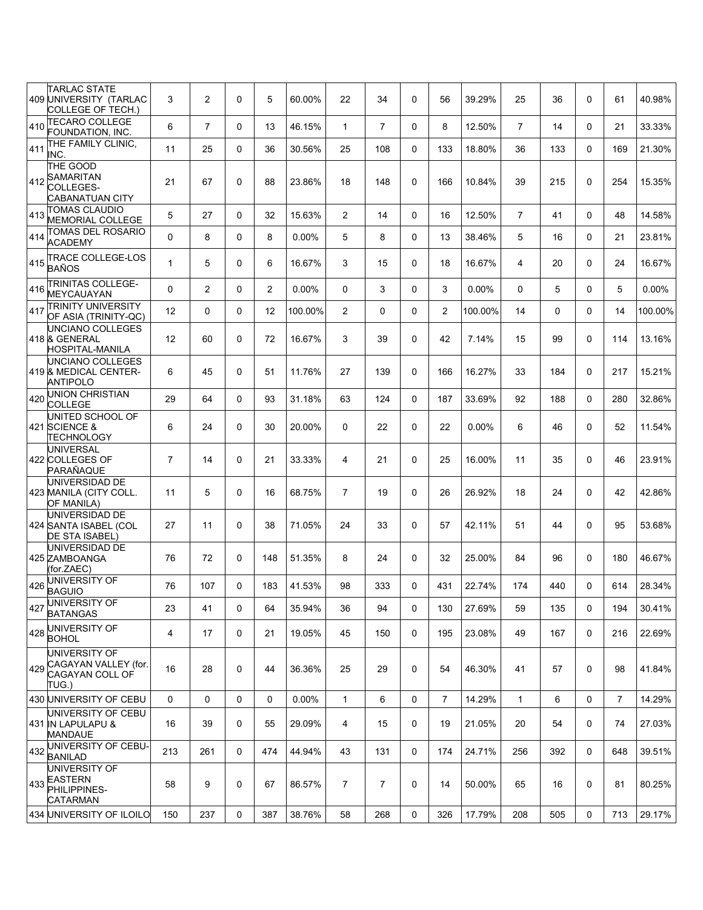| | | | | | | | | | | | | | | | | |
|---|---|---|---|---|---|---|---|---|---|---|---|---|---|---|---|---|
| 409 | TARLAC STATE UNIVERSITY (TARLAC COLLEGE OF TECH.) | 3 | 2 | 0 | 5 | 60.00% | 22 | 34 | 0 | 56 | 39.29% | 25 | 36 | 0 | 61 | 40.98% |
| 410 | TECARO COLLEGE FOUNDATION, INC. | 6 | 7 | 0 | 13 | 46.15% | 1 | 7 | 0 | 8 | 12.50% | 7 | 14 | 0 | 21 | 33.33% |
| 411 | THE FAMILY CLINIC, INC. | 11 | 25 | 0 | 36 | 30.56% | 25 | 108 | 0 | 133 | 18.80% | 36 | 133 | 0 | 169 | 21.30% |
| 412 | THE GOOD SAMARITAN COLLEGES-CABANATUAN CITY | 21 | 67 | 0 | 88 | 23.86% | 18 | 148 | 0 | 166 | 10.84% | 39 | 215 | 0 | 254 | 15.35% |
| 413 | TOMAS CLAUDIO MEMORIAL COLLEGE | 5 | 27 | 0 | 32 | 15.63% | 2 | 14 | 0 | 16 | 12.50% | 7 | 41 | 0 | 48 | 14.58% |
| 414 | TOMAS DEL ROSARIO ACADEMY | 0 | 8 | 0 | 8 | 0.00% | 5 | 8 | 0 | 13 | 38.46% | 5 | 16 | 0 | 21 | 23.81% |
| 415 | TRACE COLLEGE-LOS BAÑOS | 1 | 5 | 0 | 6 | 16.67% | 3 | 15 | 0 | 18 | 16.67% | 4 | 20 | 0 | 24 | 16.67% |
| 416 | TRINITAS COLLEGE-MEYCAUAYAN | 0 | 2 | 0 | 2 | 0.00% | 0 | 3 | 0 | 3 | 0.00% | 0 | 5 | 0 | 5 | 0.00% |
| 417 | TRINITY UNIVERSITY OF ASIA (TRINITY-QC) | 12 | 0 | 0 | 12 | 100.00% | 2 | 0 | 0 | 2 | 100.00% | 14 | 0 | 0 | 14 | 100.00% |
| 418 | UNCIANO COLLEGES & GENERAL HOSPITAL-MANILA | 12 | 60 | 0 | 72 | 16.67% | 3 | 39 | 0 | 42 | 7.14% | 15 | 99 | 0 | 114 | 13.16% |
| 419 | UNCIANO COLLEGES & MEDICAL CENTER-ANTIPOLO | 6 | 45 | 0 | 51 | 11.76% | 27 | 139 | 0 | 166 | 16.27% | 33 | 184 | 0 | 217 | 15.21% |
| 420 | UNION CHRISTIAN COLLEGE | 29 | 64 | 0 | 93 | 31.18% | 63 | 124 | 0 | 187 | 33.69% | 92 | 188 | 0 | 280 | 32.86% |
| 421 | UNITED SCHOOL OF SCIENCE & TECHNOLOGY | 6 | 24 | 0 | 30 | 20.00% | 0 | 22 | 0 | 22 | 0.00% | 6 | 46 | 0 | 52 | 11.54% |
| 422 | UNIVERSAL COLLEGES OF PARAÑAQUE | 7 | 14 | 0 | 21 | 33.33% | 4 | 21 | 0 | 25 | 16.00% | 11 | 35 | 0 | 46 | 23.91% |
| 423 | UNIVERSIDAD DE MANILA (CITY COLL. OF MANILA) | 11 | 5 | 0 | 16 | 68.75% | 7 | 19 | 0 | 26 | 26.92% | 18 | 24 | 0 | 42 | 42.86% |
| 424 | UNIVERSIDAD DE SANTA ISABEL (COL DE STA ISABEL) | 27 | 11 | 0 | 38 | 71.05% | 24 | 33 | 0 | 57 | 42.11% | 51 | 44 | 0 | 95 | 53.68% |
| 425 | UNIVERSIDAD DE ZAMBOANGA (for.ZAEC) | 76 | 72 | 0 | 148 | 51.35% | 8 | 24 | 0 | 32 | 25.00% | 84 | 96 | 0 | 180 | 46.67% |
| 426 | UNIVERSITY OF BAGUIO | 76 | 107 | 0 | 183 | 41.53% | 98 | 333 | 0 | 431 | 22.74% | 174 | 440 | 0 | 614 | 28.34% |
| 427 | UNIVERSITY OF BATANGAS | 23 | 41 | 0 | 64 | 35.94% | 36 | 94 | 0 | 130 | 27.69% | 59 | 135 | 0 | 194 | 30.41% |
| 428 | UNIVERSITY OF BOHOL | 4 | 17 | 0 | 21 | 19.05% | 45 | 150 | 0 | 195 | 23.08% | 49 | 167 | 0 | 216 | 22.69% |
| 429 | UNIVERSITY OF CAGAYAN VALLEY (for. CAGAYAN COLL OF TUG.) | 16 | 28 | 0 | 44 | 36.36% | 25 | 29 | 0 | 54 | 46.30% | 41 | 57 | 0 | 98 | 41.84% |
| 430 | UNIVERSITY OF CEBU | 0 | 0 | 0 | 0 | 0.00% | 1 | 6 | 0 | 7 | 14.29% | 1 | 6 | 0 | 7 | 14.29% |
| 431 | UNIVERSITY OF CEBU IN LAPULAPU & MANDAUE | 16 | 39 | 0 | 55 | 29.09% | 4 | 15 | 0 | 19 | 21.05% | 20 | 54 | 0 | 74 | 27.03% |
| 432 | UNIVERSITY OF CEBU-BANILAD | 213 | 261 | 0 | 474 | 44.94% | 43 | 131 | 0 | 174 | 24.71% | 256 | 392 | 0 | 648 | 39.51% |
| 433 | UNIVERSITY OF EASTERN PHILIPPINES-CATARMAN | 58 | 9 | 0 | 67 | 86.57% | 7 | 7 | 0 | 14 | 50.00% | 65 | 16 | 0 | 81 | 80.25% |
| 434 | UNIVERSITY OF ILOILO | 150 | 237 | 0 | 387 | 38.76% | 58 | 268 | 0 | 326 | 17.79% | 208 | 505 | 0 | 713 | 29.17% |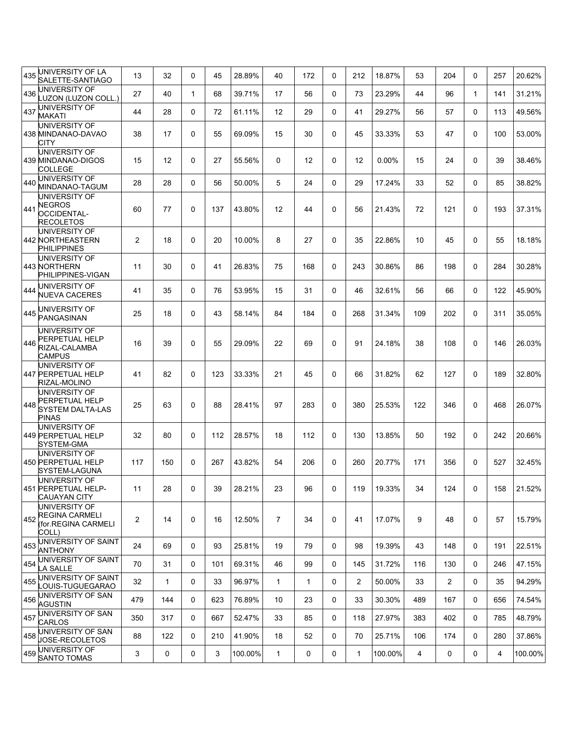| | | | | | | | | | | | | | | | | |
|---|---|---|---|---|---|---|---|---|---|---|---|---|---|---|---|---|
| 435 | UNIVERSITY OF LA SALETTE-SANTIAGO | 13 | 32 | 0 | 45 | 28.89% | 40 | 172 | 0 | 212 | 18.87% | 53 | 204 | 0 | 257 | 20.62% |
| 436 | UNIVERSITY OF LUZON (LUZON COLL.) | 27 | 40 | 1 | 68 | 39.71% | 17 | 56 | 0 | 73 | 23.29% | 44 | 96 | 1 | 141 | 31.21% |
| 437 | UNIVERSITY OF MAKATI | 44 | 28 | 0 | 72 | 61.11% | 12 | 29 | 0 | 41 | 29.27% | 56 | 57 | 0 | 113 | 49.56% |
| 438 | UNIVERSITY OF MINDANAO-DAVAO CITY | 38 | 17 | 0 | 55 | 69.09% | 15 | 30 | 0 | 45 | 33.33% | 53 | 47 | 0 | 100 | 53.00% |
| 439 | UNIVERSITY OF MINDANAO-DIGOS COLLEGE | 15 | 12 | 0 | 27 | 55.56% | 0 | 12 | 0 | 12 | 0.00% | 15 | 24 | 0 | 39 | 38.46% |
| 440 | UNIVERSITY OF MINDANAO-TAGUM | 28 | 28 | 0 | 56 | 50.00% | 5 | 24 | 0 | 29 | 17.24% | 33 | 52 | 0 | 85 | 38.82% |
| 441 | UNIVERSITY OF NEGROS OCCIDENTAL-RECOLETOS | 60 | 77 | 0 | 137 | 43.80% | 12 | 44 | 0 | 56 | 21.43% | 72 | 121 | 0 | 193 | 37.31% |
| 442 | UNIVERSITY OF NORTHEASTERN PHILIPPINES | 2 | 18 | 0 | 20 | 10.00% | 8 | 27 | 0 | 35 | 22.86% | 10 | 45 | 0 | 55 | 18.18% |
| 443 | UNIVERSITY OF NORTHERN PHILIPPINES-VIGAN | 11 | 30 | 0 | 41 | 26.83% | 75 | 168 | 0 | 243 | 30.86% | 86 | 198 | 0 | 284 | 30.28% |
| 444 | UNIVERSITY OF NUEVA CACERES | 41 | 35 | 0 | 76 | 53.95% | 15 | 31 | 0 | 46 | 32.61% | 56 | 66 | 0 | 122 | 45.90% |
| 445 | UNIVERSITY OF PANGASINAN | 25 | 18 | 0 | 43 | 58.14% | 84 | 184 | 0 | 268 | 31.34% | 109 | 202 | 0 | 311 | 35.05% |
| 446 | UNIVERSITY OF PERPETUAL HELP RIZAL-CALAMBA CAMPUS | 16 | 39 | 0 | 55 | 29.09% | 22 | 69 | 0 | 91 | 24.18% | 38 | 108 | 0 | 146 | 26.03% |
| 447 | UNIVERSITY OF PERPETUAL HELP RIZAL-MOLINO | 41 | 82 | 0 | 123 | 33.33% | 21 | 45 | 0 | 66 | 31.82% | 62 | 127 | 0 | 189 | 32.80% |
| 448 | UNIVERSITY OF PERPETUAL HELP SYSTEM DALTA-LAS PINAS | 25 | 63 | 0 | 88 | 28.41% | 97 | 283 | 0 | 380 | 25.53% | 122 | 346 | 0 | 468 | 26.07% |
| 449 | UNIVERSITY OF PERPETUAL HELP SYSTEM-GMA | 32 | 80 | 0 | 112 | 28.57% | 18 | 112 | 0 | 130 | 13.85% | 50 | 192 | 0 | 242 | 20.66% |
| 450 | UNIVERSITY OF PERPETUAL HELP SYSTEM-LAGUNA | 117 | 150 | 0 | 267 | 43.82% | 54 | 206 | 0 | 260 | 20.77% | 171 | 356 | 0 | 527 | 32.45% |
| 451 | UNIVERSITY OF PERPETUAL HELP-CAUAYAN CITY | 11 | 28 | 0 | 39 | 28.21% | 23 | 96 | 0 | 119 | 19.33% | 34 | 124 | 0 | 158 | 21.52% |
| 452 | UNIVERSITY OF REGINA CARMELI (for.REGINA CARMELI COLL) | 2 | 14 | 0 | 16 | 12.50% | 7 | 34 | 0 | 41 | 17.07% | 9 | 48 | 0 | 57 | 15.79% |
| 453 | UNIVERSITY OF SAINT ANTHONY | 24 | 69 | 0 | 93 | 25.81% | 19 | 79 | 0 | 98 | 19.39% | 43 | 148 | 0 | 191 | 22.51% |
| 454 | UNIVERSITY OF SAINT LA SALLE | 70 | 31 | 0 | 101 | 69.31% | 46 | 99 | 0 | 145 | 31.72% | 116 | 130 | 0 | 246 | 47.15% |
| 455 | UNIVERSITY OF SAINT LOUIS-TUGUEGARAO | 32 | 1 | 0 | 33 | 96.97% | 1 | 1 | 0 | 2 | 50.00% | 33 | 2 | 0 | 35 | 94.29% |
| 456 | UNIVERSITY OF SAN AGUSTIN | 479 | 144 | 0 | 623 | 76.89% | 10 | 23 | 0 | 33 | 30.30% | 489 | 167 | 0 | 656 | 74.54% |
| 457 | UNIVERSITY OF SAN CARLOS | 350 | 317 | 0 | 667 | 52.47% | 33 | 85 | 0 | 118 | 27.97% | 383 | 402 | 0 | 785 | 48.79% |
| 458 | UNIVERSITY OF SAN JOSE-RECOLETOS | 88 | 122 | 0 | 210 | 41.90% | 18 | 52 | 0 | 70 | 25.71% | 106 | 174 | 0 | 280 | 37.86% |
| 459 | UNIVERSITY OF SANTO TOMAS | 3 | 0 | 0 | 3 | 100.00% | 1 | 0 | 0 | 1 | 100.00% | 4 | 0 | 0 | 4 | 100.00% |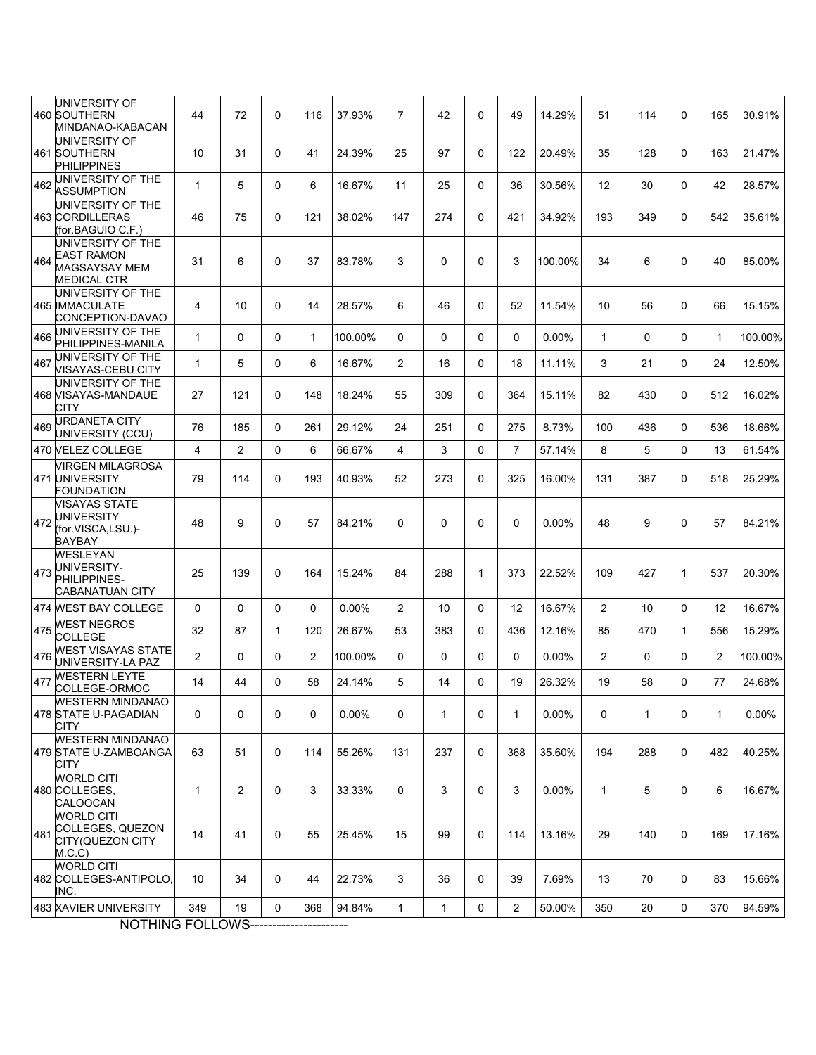| | | | | | | | | | | | | | | | | |
|---|---|---|---|---|---|---|---|---|---|---|---|---|---|---|---|---|
| 460 | UNIVERSITY OF SOUTHERN MINDANAO-KABACAN | 44 | 72 | 0 | 116 | 37.93% | 7 | 42 | 0 | 49 | 14.29% | 51 | 114 | 0 | 165 | 30.91% |
| 461 | UNIVERSITY OF SOUTHERN PHILIPPINES | 10 | 31 | 0 | 41 | 24.39% | 25 | 97 | 0 | 122 | 20.49% | 35 | 128 | 0 | 163 | 21.47% |
| 462 | UNIVERSITY OF THE ASSUMPTION | 1 | 5 | 0 | 6 | 16.67% | 11 | 25 | 0 | 36 | 30.56% | 12 | 30 | 0 | 42 | 28.57% |
| 463 | UNIVERSITY OF THE CORDILLERAS (for.BAGUIO C.F.) | 46 | 75 | 0 | 121 | 38.02% | 147 | 274 | 0 | 421 | 34.92% | 193 | 349 | 0 | 542 | 35.61% |
| 464 | UNIVERSITY OF THE EAST RAMON MAGSAYSAY MEM MEDICAL CTR | 31 | 6 | 0 | 37 | 83.78% | 3 | 0 | 0 | 3 | 100.00% | 34 | 6 | 0 | 40 | 85.00% |
| 465 | UNIVERSITY OF THE IMMACULATE CONCEPTION-DAVAO | 4 | 10 | 0 | 14 | 28.57% | 6 | 46 | 0 | 52 | 11.54% | 10 | 56 | 0 | 66 | 15.15% |
| 466 | UNIVERSITY OF THE PHILIPPINES-MANILA | 1 | 0 | 0 | 1 | 100.00% | 0 | 0 | 0 | 0 | 0.00% | 1 | 0 | 0 | 1 | 100.00% |
| 467 | UNIVERSITY OF THE VISAYAS-CEBU CITY | 1 | 5 | 0 | 6 | 16.67% | 2 | 16 | 0 | 18 | 11.11% | 3 | 21 | 0 | 24 | 12.50% |
| 468 | UNIVERSITY OF THE VISAYAS-MANDAUE CITY | 27 | 121 | 0 | 148 | 18.24% | 55 | 309 | 0 | 364 | 15.11% | 82 | 430 | 0 | 512 | 16.02% |
| 469 | URDANETA CITY UNIVERSITY (CCU) | 76 | 185 | 0 | 261 | 29.12% | 24 | 251 | 0 | 275 | 8.73% | 100 | 436 | 0 | 536 | 18.66% |
| 470 | VELEZ COLLEGE | 4 | 2 | 0 | 6 | 66.67% | 4 | 3 | 0 | 7 | 57.14% | 8 | 5 | 0 | 13 | 61.54% |
| 471 | VIRGEN MILAGROSA UNIVERSITY FOUNDATION | 79 | 114 | 0 | 193 | 40.93% | 52 | 273 | 0 | 325 | 16.00% | 131 | 387 | 0 | 518 | 25.29% |
| 472 | VISAYAS STATE UNIVERSITY (for.VISCA,LSU.)-BAYBAY | 48 | 9 | 0 | 57 | 84.21% | 0 | 0 | 0 | 0 | 0.00% | 48 | 9 | 0 | 57 | 84.21% |
| 473 | WESLEYAN UNIVERSITY-PHILIPPINES-CABANATUAN CITY | 25 | 139 | 0 | 164 | 15.24% | 84 | 288 | 1 | 373 | 22.52% | 109 | 427 | 1 | 537 | 20.30% |
| 474 | WEST BAY COLLEGE | 0 | 0 | 0 | 0 | 0.00% | 2 | 10 | 0 | 12 | 16.67% | 2 | 10 | 0 | 12 | 16.67% |
| 475 | WEST NEGROS COLLEGE | 32 | 87 | 1 | 120 | 26.67% | 53 | 383 | 0 | 436 | 12.16% | 85 | 470 | 1 | 556 | 15.29% |
| 476 | WEST VISAYAS STATE UNIVERSITY-LA PAZ | 2 | 0 | 0 | 2 | 100.00% | 0 | 0 | 0 | 0 | 0.00% | 2 | 0 | 0 | 2 | 100.00% |
| 477 | WESTERN LEYTE COLLEGE-ORMOC | 14 | 44 | 0 | 58 | 24.14% | 5 | 14 | 0 | 19 | 26.32% | 19 | 58 | 0 | 77 | 24.68% |
| 478 | WESTERN MINDANAO STATE U-PAGADIAN CITY | 0 | 0 | 0 | 0 | 0.00% | 0 | 1 | 0 | 1 | 0.00% | 0 | 1 | 0 | 1 | 0.00% |
| 479 | WESTERN MINDANAO STATE U-ZAMBOANGA CITY | 63 | 51 | 0 | 114 | 55.26% | 131 | 237 | 0 | 368 | 35.60% | 194 | 288 | 0 | 482 | 40.25% |
| 480 | WORLD CITI COLLEGES, CALOOCAN | 1 | 2 | 0 | 3 | 33.33% | 0 | 3 | 0 | 3 | 0.00% | 1 | 5 | 0 | 6 | 16.67% |
| 481 | WORLD CITI COLLEGES, QUEZON CITY(QUEZON CITY M.C.C) | 14 | 41 | 0 | 55 | 25.45% | 15 | 99 | 0 | 114 | 13.16% | 29 | 140 | 0 | 169 | 17.16% |
| 482 | WORLD CITI COLLEGES-ANTIPOLO, INC. | 10 | 34 | 0 | 44 | 22.73% | 3 | 36 | 0 | 39 | 7.69% | 13 | 70 | 0 | 83 | 15.66% |
| 483 | XAVIER UNIVERSITY | 349 | 19 | 0 | 368 | 94.84% | 1 | 1 | 0 | 2 | 50.00% | 350 | 20 | 0 | 370 | 94.59% |

NOTHING FOLLOWS---------------------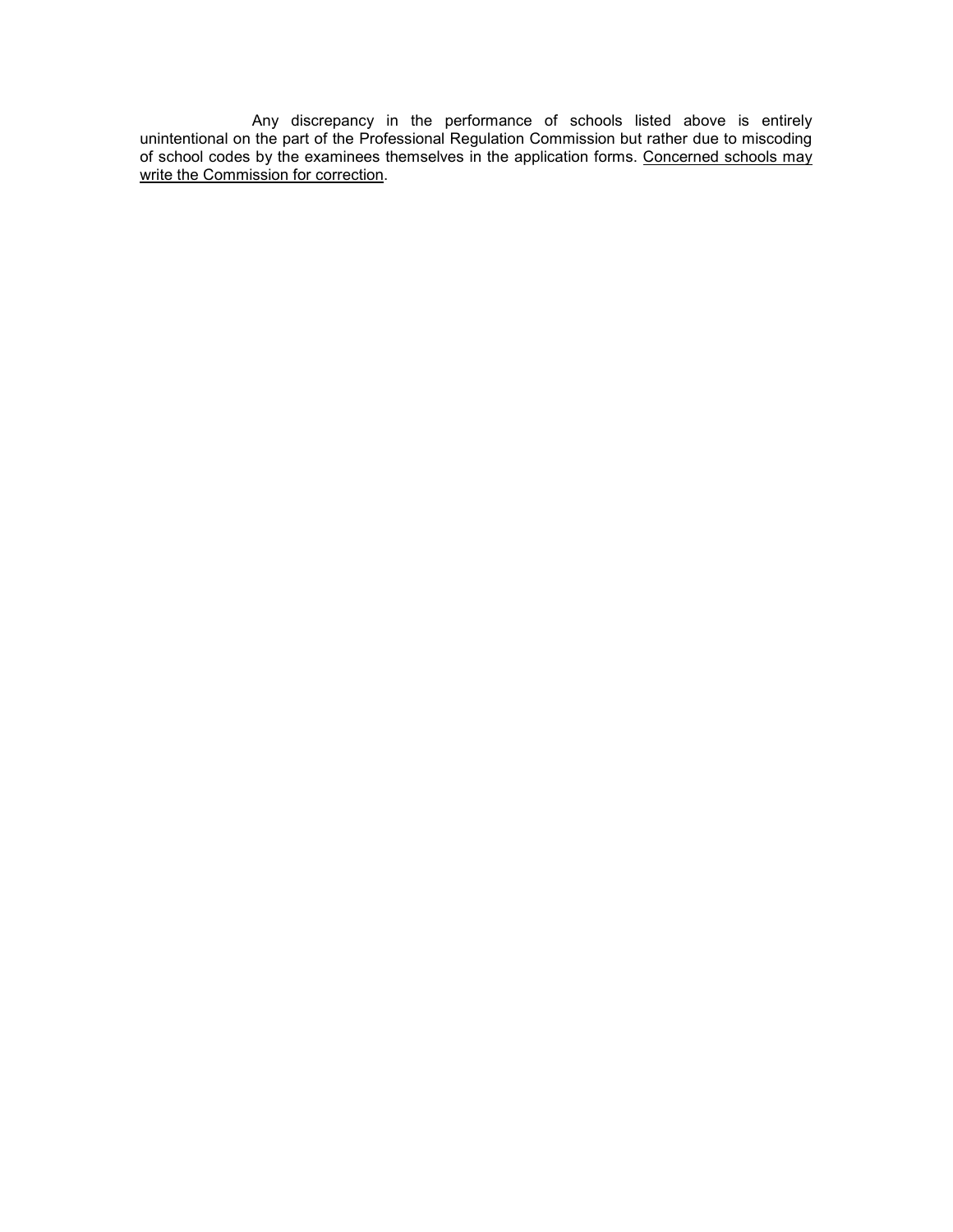Any discrepancy in the performance of schools listed above is entirely unintentional on the part of the Professional Regulation Commission but rather due to miscoding of school codes by the examinees themselves in the application forms. <u>Concerned schools may write the Commission for correction</u>.